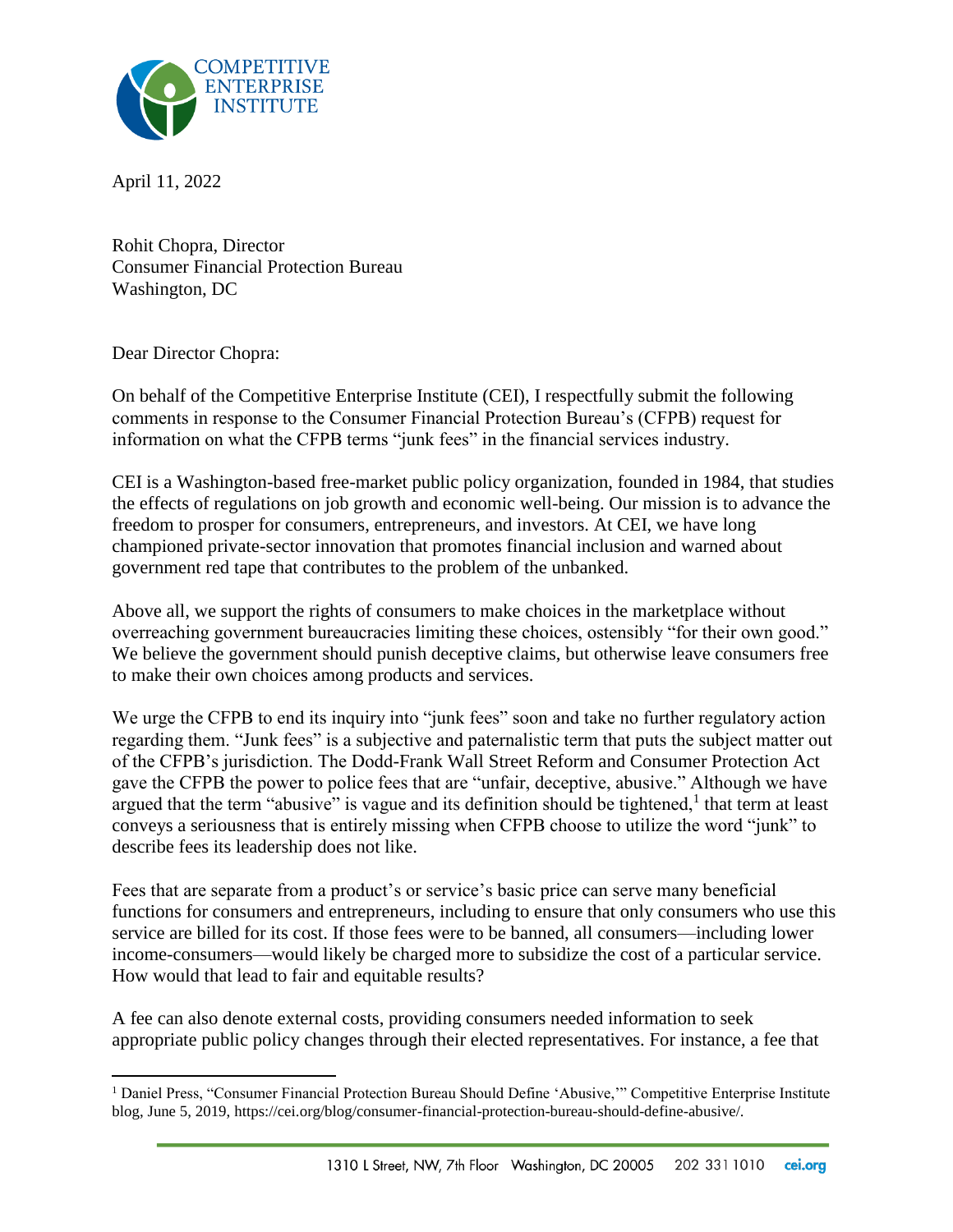COMPETITIVE ENTERPRISE INSTITUTE

April 11, 2022

Rohit Chopra, Director
Consumer Financial Protection Bureau
Washington, DC

Dear Director Chopra:

On behalf of the Competitive Enterprise Institute (CEI), I respectfully submit the following comments in response to the Consumer Financial Protection Bureau's (CFPB) request for information on what the CFPB terms "junk fees" in the financial services industry.

CEI is a Washington-based free-market public policy organization, founded in 1984, that studies the effects of regulations on job growth and economic well-being. Our mission is to advance the freedom to prosper for consumers, entrepreneurs, and investors. At CEI, we have long championed private-sector innovation that promotes financial inclusion and warned about government red tape that contributes to the problem of the unbanked.

Above all, we support the rights of consumers to make choices in the marketplace without overreaching government bureaucracies limiting these choices, ostensibly "for their own good." We believe the government should punish deceptive claims, but otherwise leave consumers free to make their own choices among products and services.

We urge the CFPB to end its inquiry into "junk fees" soon and take no further regulatory action regarding them. "Junk fees" is a subjective and paternalistic term that puts the subject matter out of the CFPB's jurisdiction. The Dodd-Frank Wall Street Reform and Consumer Protection Act gave the CFPB the power to police fees that are "unfair, deceptive, abusive." Although we have argued that the term "abusive" is vague and its definition should be tightened,[1] that term at least conveys a seriousness that is entirely missing when CFPB choose to utilize the word "junk" to describe fees its leadership does not like.

Fees that are separate from a product's or service's basic price can serve many beneficial functions for consumers and entrepreneurs, including to ensure that only consumers who use this service are billed for its cost. If those fees were to be banned, all consumers—including lower income-consumers—would likely be charged more to subsidize the cost of a particular service. How would that lead to fair and equitable results?

A fee can also denote external costs, providing consumers needed information to seek appropriate public policy changes through their elected representatives. For instance, a fee that

[1] Daniel Press, "Consumer Financial Protection Bureau Should Define 'Abusive,'" Competitive Enterprise Institute blog, June 5, 2019, https://cei.org/blog/consumer-financial-protection-bureau-should-define-abusive/.

1310 L Street, NW, 7th Floor Washington, DC 20005 202 331 1010 cei.org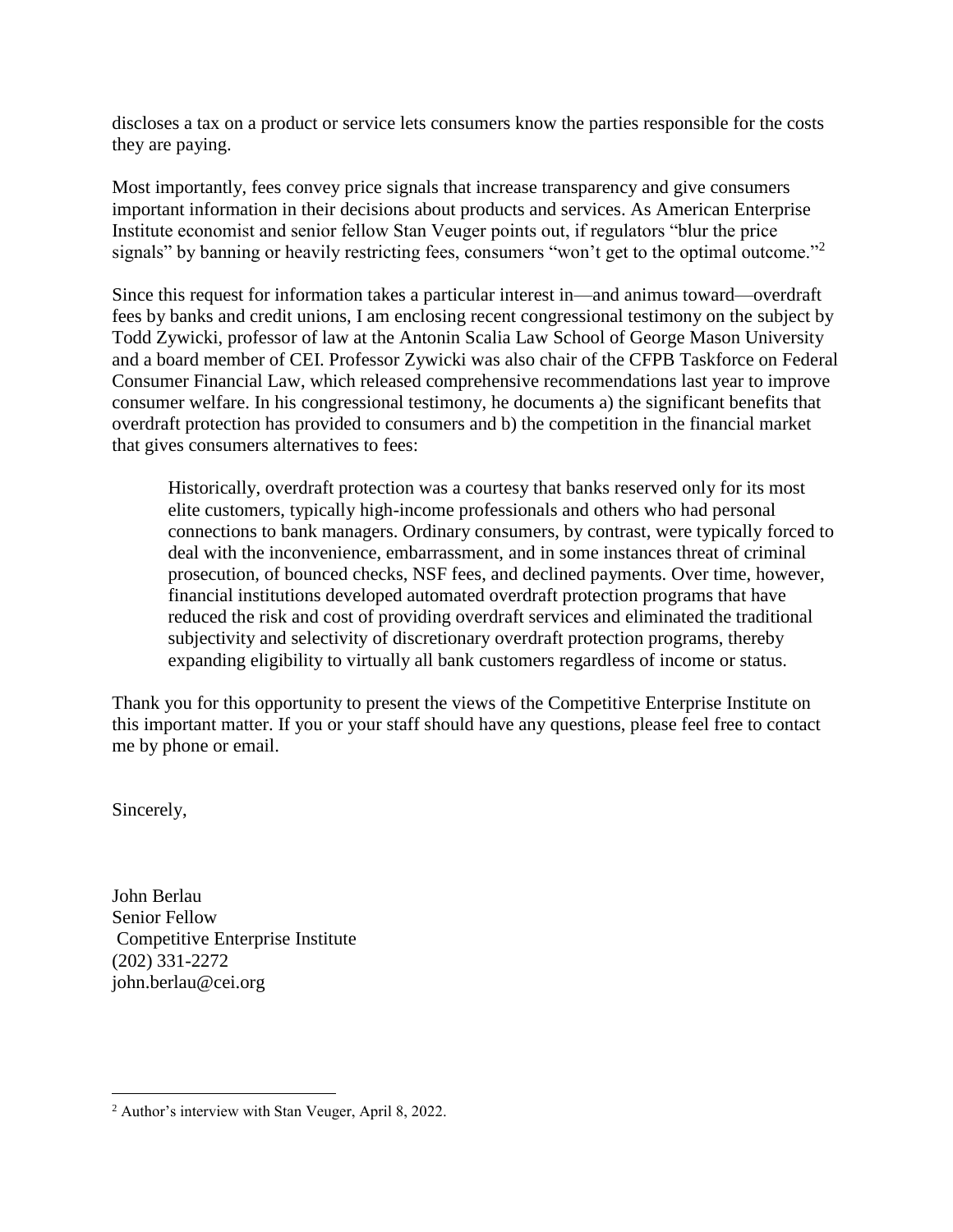discloses a tax on a product or service lets consumers know the parties responsible for the costs they are paying.

Most importantly, fees convey price signals that increase transparency and give consumers important information in their decisions about products and services. As American Enterprise Institute economist and senior fellow Stan Veuger points out, if regulators "blur the price signals" by banning or heavily restricting fees, consumers "won't get to the optimal outcome."[2]

Since this request for information takes a particular interest in—and animus toward—overdraft fees by banks and credit unions, I am enclosing recent congressional testimony on the subject by Todd Zywicki, professor of law at the Antonin Scalia Law School of George Mason University and a board member of CEI. Professor Zywicki was also chair of the CFPB Taskforce on Federal Consumer Financial Law, which released comprehensive recommendations last year to improve consumer welfare. In his congressional testimony, he documents a) the significant benefits that overdraft protection has provided to consumers and b) the competition in the financial market that gives consumers alternatives to fees:

> Historically, overdraft protection was a courtesy that banks reserved only for its most elite customers, typically high-income professionals and others who had personal connections to bank managers. Ordinary consumers, by contrast, were typically forced to deal with the inconvenience, embarrassment, and in some instances threat of criminal prosecution, of bounced checks, NSF fees, and declined payments. Over time, however, financial institutions developed automated overdraft protection programs that have reduced the risk and cost of providing overdraft services and eliminated the traditional subjectivity and selectivity of discretionary overdraft protection programs, thereby expanding eligibility to virtually all bank customers regardless of income or status.

Thank you for this opportunity to present the views of the Competitive Enterprise Institute on this important matter. If you or your staff should have any questions, please feel free to contact me by phone or email.

Sincerely,

John Berlau
Senior Fellow
Competitive Enterprise Institute
(202) 331-2272
john.berlau@cei.org

---

[2] Author's interview with Stan Veuger, April 8, 2022.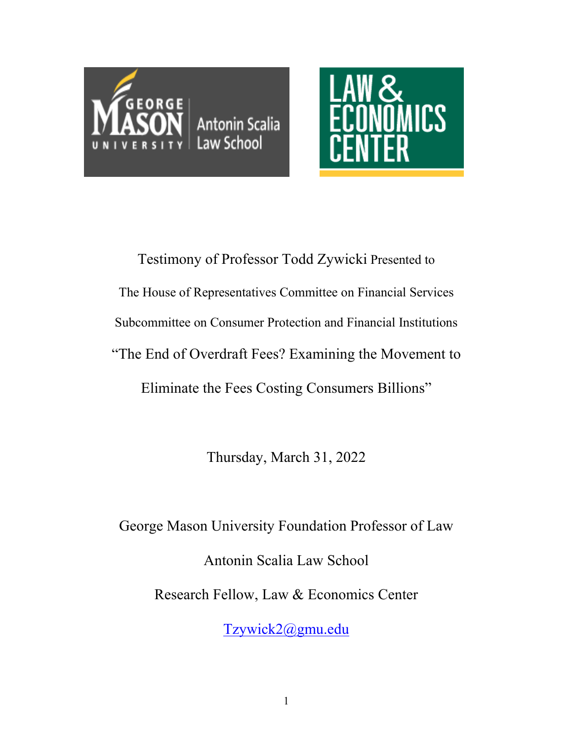Testimony of Professor Todd Zywicki Presented to

The House of Representatives Committee on Financial Services

Subcommittee on Consumer Protection and Financial Institutions

"The End of Overdraft Fees? Examining the Movement to Eliminate the Fees Costing Consumers Billions"

Thursday, March 31, 2022

George Mason University Foundation Professor of Law

Antonin Scalia Law School

Research Fellow, Law & Economics Center

Tzywick2@gmu.edu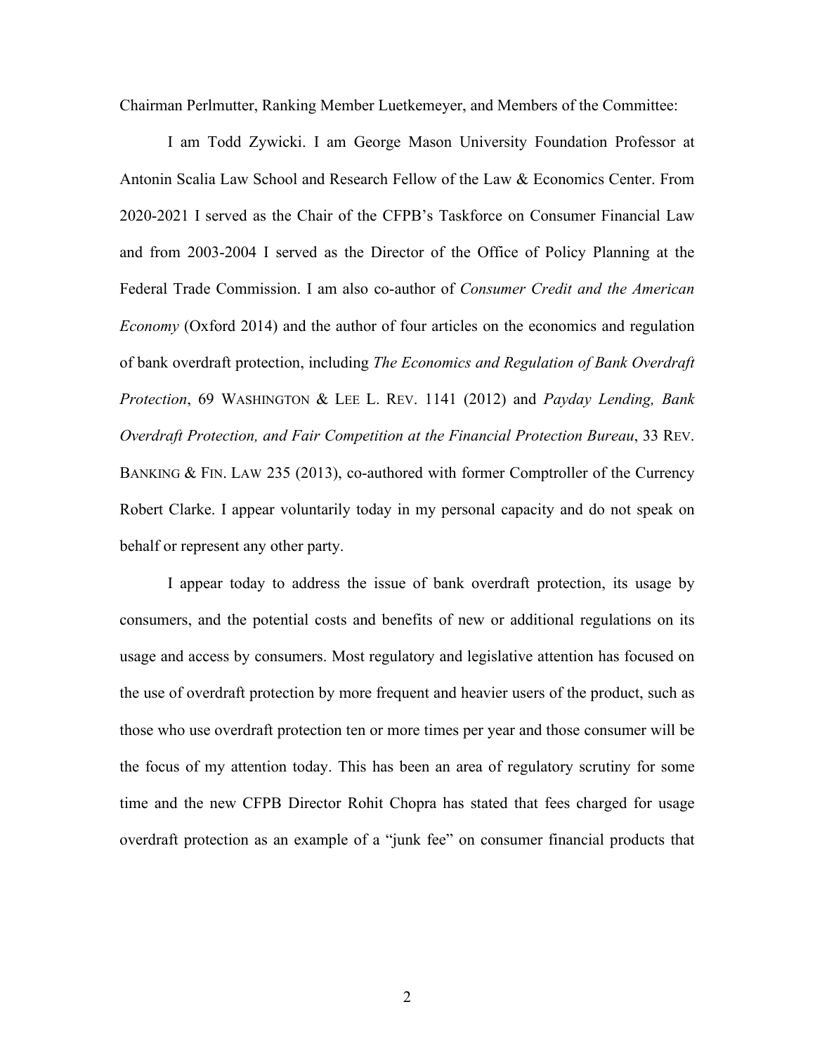Chairman Perlmutter, Ranking Member Luetkemeyer, and Members of the Committee:

I am Todd Zywicki. I am George Mason University Foundation Professor at Antonin Scalia Law School and Research Fellow of the Law & Economics Center. From 2020-2021 I served as the Chair of the CFPB's Taskforce on Consumer Financial Law and from 2003-2004 I served as the Director of the Office of Policy Planning at the Federal Trade Commission. I am also co-author of *Consumer Credit and the American Economy* (Oxford 2014) and the author of four articles on the economics and regulation of bank overdraft protection, including *The Economics and Regulation of Bank Overdraft Protection*, 69 WASHINGTON & LEE L. REV. 1141 (2012) and *Payday Lending, Bank Overdraft Protection, and Fair Competition at the Financial Protection Bureau*, 33 REV. BANKING & FIN. LAW 235 (2013), co-authored with former Comptroller of the Currency Robert Clarke. I appear voluntarily today in my personal capacity and do not speak on behalf or represent any other party.

I appear today to address the issue of bank overdraft protection, its usage by consumers, and the potential costs and benefits of new or additional regulations on its usage and access by consumers. Most regulatory and legislative attention has focused on the use of overdraft protection by more frequent and heavier users of the product, such as those who use overdraft protection ten or more times per year and those consumer will be the focus of my attention today. This has been an area of regulatory scrutiny for some time and the new CFPB Director Rohit Chopra has stated that fees charged for usage overdraft protection as an example of a "junk fee" on consumer financial products that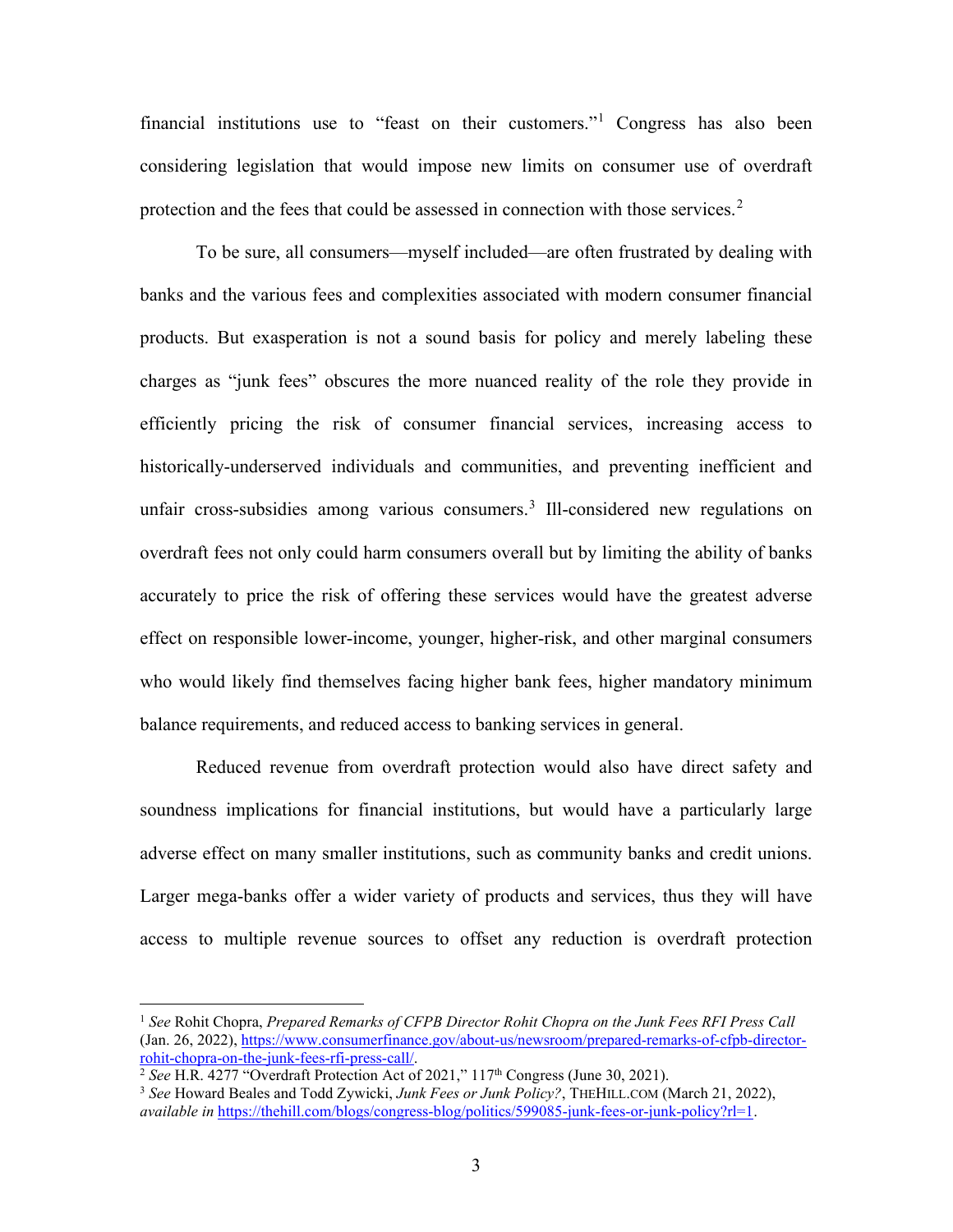financial institutions use to "feast on their customers."[1] Congress has also been considering legislation that would impose new limits on consumer use of overdraft protection and the fees that could be assessed in connection with those services.[2]

To be sure, all consumers—myself included—are often frustrated by dealing with banks and the various fees and complexities associated with modern consumer financial products. But exasperation is not a sound basis for policy and merely labeling these charges as "junk fees" obscures the more nuanced reality of the role they provide in efficiently pricing the risk of consumer financial services, increasing access to historically-underserved individuals and communities, and preventing inefficient and unfair cross-subsidies among various consumers.[3] Ill-considered new regulations on overdraft fees not only could harm consumers overall but by limiting the ability of banks accurately to price the risk of offering these services would have the greatest adverse effect on responsible lower-income, younger, higher-risk, and other marginal consumers who would likely find themselves facing higher bank fees, higher mandatory minimum balance requirements, and reduced access to banking services in general.

Reduced revenue from overdraft protection would also have direct safety and soundness implications for financial institutions, but would have a particularly large adverse effect on many smaller institutions, such as community banks and credit unions. Larger mega-banks offer a wider variety of products and services, thus they will have access to multiple revenue sources to offset any reduction is overdraft protection

---

[1] *See* Rohit Chopra, *Prepared Remarks of CFPB Director Rohit Chopra on the Junk Fees RFI Press Call* (Jan. 26, 2022), https://www.consumerfinance.gov/about-us/newsroom/prepared-remarks-of-cfpb-director-rohit-chopra-on-the-junk-fees-rfi-press-call/.

[2] *See* H.R. 4277 "Overdraft Protection Act of 2021," 117th Congress (June 30, 2021).

[3] *See* Howard Beales and Todd Zywicki, *Junk Fees or Junk Policy?*, THEHILL.COM (March 21, 2022), *available in* https://thehill.com/blogs/congress-blog/politics/599085-junk-fees-or-junk-policy?rl=1.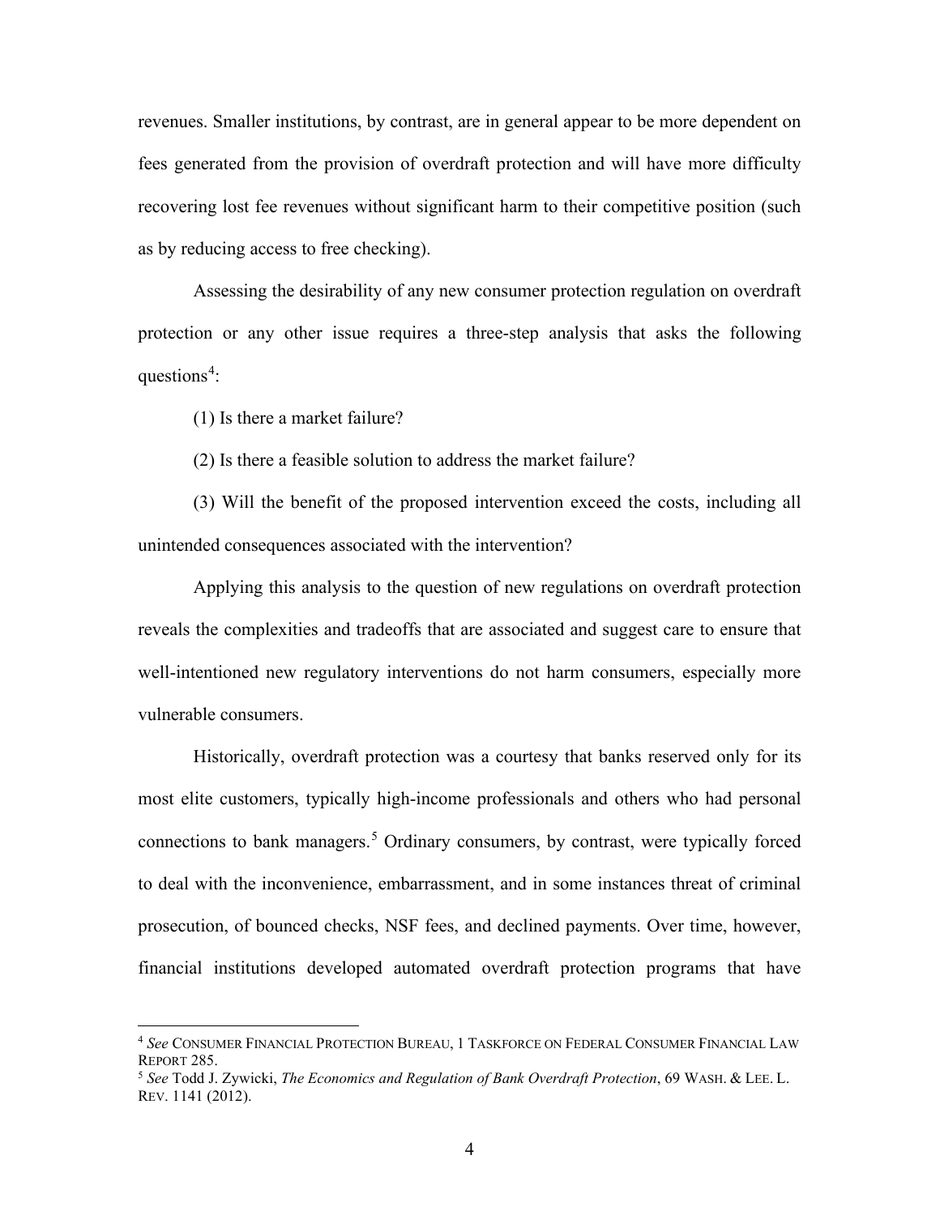revenues. Smaller institutions, by contrast, are in general appear to be more dependent on fees generated from the provision of overdraft protection and will have more difficulty recovering lost fee revenues without significant harm to their competitive position (such as by reducing access to free checking).

Assessing the desirability of any new consumer protection regulation on overdraft protection or any other issue requires a three-step analysis that asks the following questions[4]:

(1) Is there a market failure?

(2) Is there a feasible solution to address the market failure?

(3) Will the benefit of the proposed intervention exceed the costs, including all unintended consequences associated with the intervention?

Applying this analysis to the question of new regulations on overdraft protection reveals the complexities and tradeoffs that are associated and suggest care to ensure that well-intentioned new regulatory interventions do not harm consumers, especially more vulnerable consumers.

Historically, overdraft protection was a courtesy that banks reserved only for its most elite customers, typically high-income professionals and others who had personal connections to bank managers.[5] Ordinary consumers, by contrast, were typically forced to deal with the inconvenience, embarrassment, and in some instances threat of criminal prosecution, of bounced checks, NSF fees, and declined payments. Over time, however, financial institutions developed automated overdraft protection programs that have

---

[4] *See* CONSUMER FINANCIAL PROTECTION BUREAU, 1 TASKFORCE ON FEDERAL CONSUMER FINANCIAL LAW REPORT 285.

[5] *See* Todd J. Zywicki, *The Economics and Regulation of Bank Overdraft Protection*, 69 WASH. & LEE. L. REV. 1141 (2012).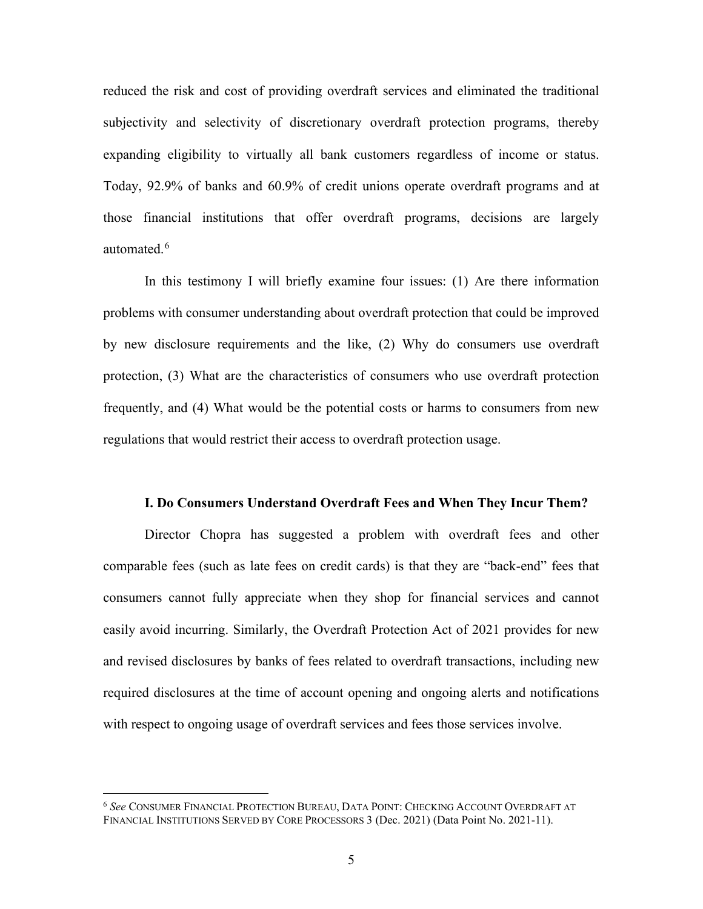reduced the risk and cost of providing overdraft services and eliminated the traditional subjectivity and selectivity of discretionary overdraft protection programs, thereby expanding eligibility to virtually all bank customers regardless of income or status. Today, 92.9% of banks and 60.9% of credit unions operate overdraft programs and at those financial institutions that offer overdraft programs, decisions are largely automated.[6]

In this testimony I will briefly examine four issues: (1) Are there information problems with consumer understanding about overdraft protection that could be improved by new disclosure requirements and the like, (2) Why do consumers use overdraft protection, (3) What are the characteristics of consumers who use overdraft protection frequently, and (4) What would be the potential costs or harms to consumers from new regulations that would restrict their access to overdraft protection usage.

## I. Do Consumers Understand Overdraft Fees and When They Incur Them?

Director Chopra has suggested a problem with overdraft fees and other comparable fees (such as late fees on credit cards) is that they are "back-end" fees that consumers cannot fully appreciate when they shop for financial services and cannot easily avoid incurring. Similarly, the Overdraft Protection Act of 2021 provides for new and revised disclosures by banks of fees related to overdraft transactions, including new required disclosures at the time of account opening and ongoing alerts and notifications with respect to ongoing usage of overdraft services and fees those services involve.

---

[6] *See* CONSUMER FINANCIAL PROTECTION BUREAU, DATA POINT: CHECKING ACCOUNT OVERDRAFT AT FINANCIAL INSTITUTIONS SERVED BY CORE PROCESSORS 3 (Dec. 2021) (Data Point No. 2021-11).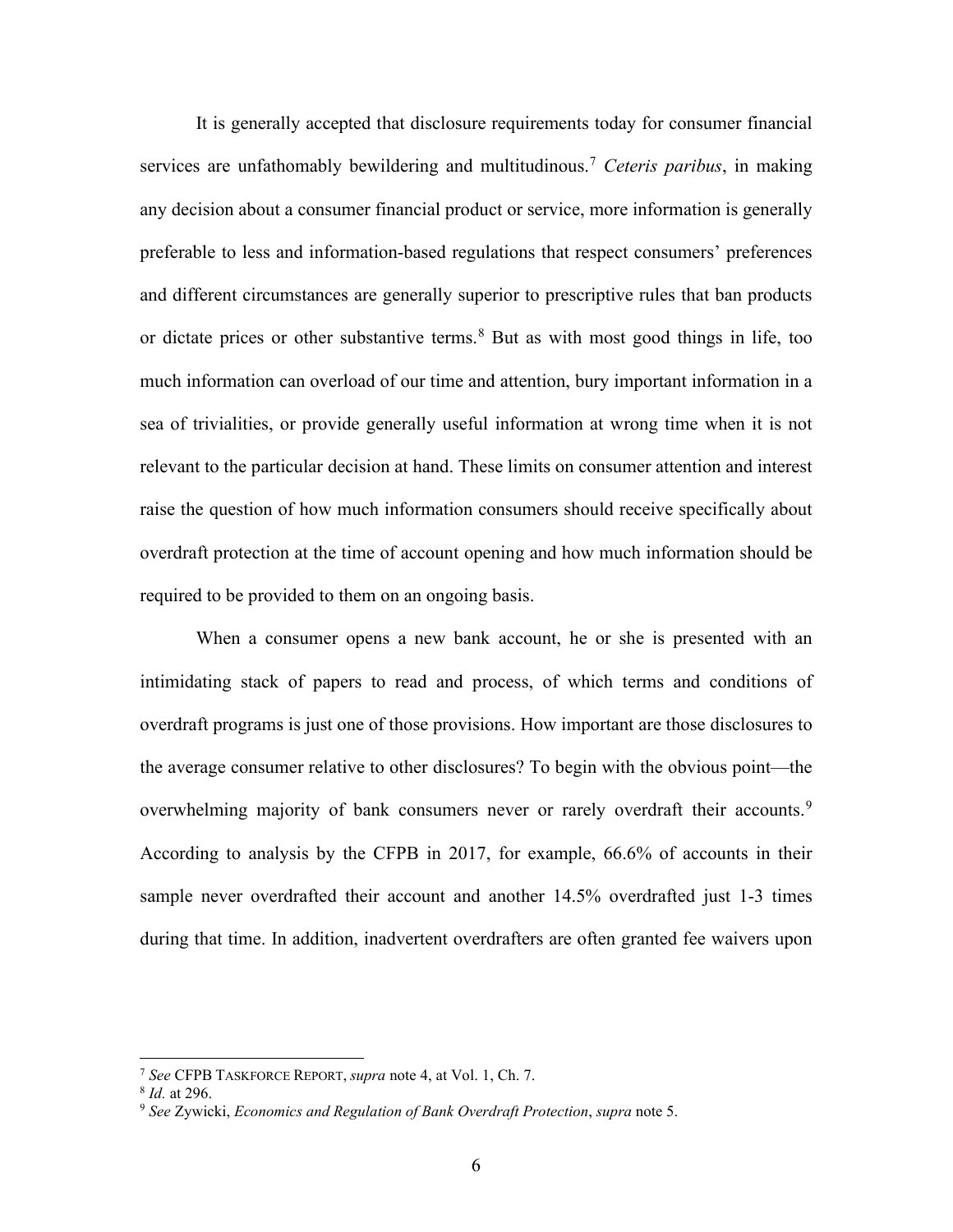It is generally accepted that disclosure requirements today for consumer financial services are unfathomably bewildering and multitudinous.[7] *Ceteris paribus*, in making any decision about a consumer financial product or service, more information is generally preferable to less and information-based regulations that respect consumers' preferences and different circumstances are generally superior to prescriptive rules that ban products or dictate prices or other substantive terms.[8] But as with most good things in life, too much information can overload of our time and attention, bury important information in a sea of trivialities, or provide generally useful information at wrong time when it is not relevant to the particular decision at hand. These limits on consumer attention and interest raise the question of how much information consumers should receive specifically about overdraft protection at the time of account opening and how much information should be required to be provided to them on an ongoing basis.

When a consumer opens a new bank account, he or she is presented with an intimidating stack of papers to read and process, of which terms and conditions of overdraft programs is just one of those provisions. How important are those disclosures to the average consumer relative to other disclosures? To begin with the obvious point—the overwhelming majority of bank consumers never or rarely overdraft their accounts.[9] According to analysis by the CFPB in 2017, for example, 66.6% of accounts in their sample never overdrafted their account and another 14.5% overdrafted just 1-3 times during that time. In addition, inadvertent overdrafters are often granted fee waivers upon

---

[7] *See* CFPB TASKFORCE REPORT, *supra* note 4, at Vol. 1, Ch. 7.

[8] *Id.* at 296.

[9] *See* Zywicki, *Economics and Regulation of Bank Overdraft Protection*, *supra* note 5.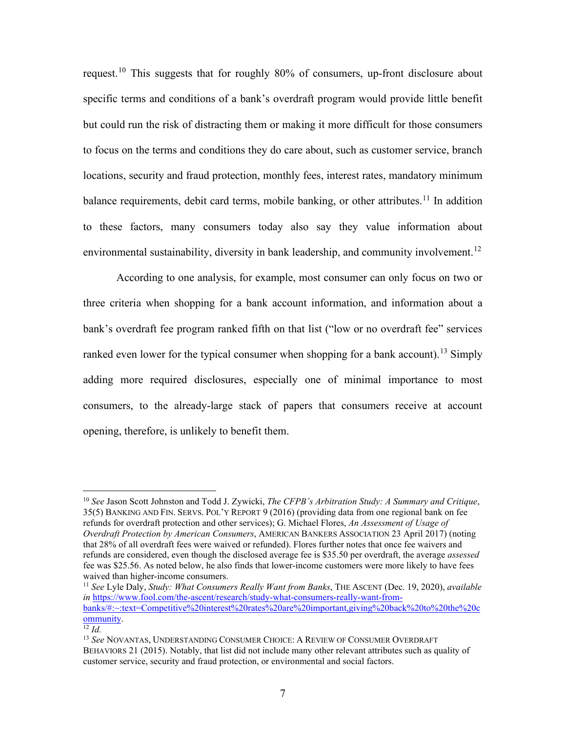request.[10] This suggests that for roughly 80% of consumers, up-front disclosure about specific terms and conditions of a bank's overdraft program would provide little benefit but could run the risk of distracting them or making it more difficult for those consumers to focus on the terms and conditions they do care about, such as customer service, branch locations, security and fraud protection, monthly fees, interest rates, mandatory minimum balance requirements, debit card terms, mobile banking, or other attributes.[11] In addition to these factors, many consumers today also say they value information about environmental sustainability, diversity in bank leadership, and community involvement.[12]

According to one analysis, for example, most consumer can only focus on two or three criteria when shopping for a bank account information, and information about a bank's overdraft fee program ranked fifth on that list ("low or no overdraft fee" services ranked even lower for the typical consumer when shopping for a bank account).[13] Simply adding more required disclosures, especially one of minimal importance to most consumers, to the already-large stack of papers that consumers receive at account opening, therefore, is unlikely to benefit them.

---

[10] *See* Jason Scott Johnston and Todd J. Zywicki, *The CFPB's Arbitration Study: A Summary and Critique*, 35(5) BANKING AND FIN. SERVS. POL'Y REPORT 9 (2016) (providing data from one regional bank on fee refunds for overdraft protection and other services); G. Michael Flores, *An Assessment of Usage of Overdraft Protection by American Consumers*, AMERICAN BANKERS ASSOCIATION 23 April 2017) (noting that 28% of all overdraft fees were waived or refunded). Flores further notes that once fee waivers and refunds are considered, even though the disclosed average fee is $35.50 per overdraft, the average *assessed* fee was $25.56. As noted below, he also finds that lower-income customers were more likely to have fees waived than higher-income consumers.

[11] *See* Lyle Daly, *Study: What Consumers Really Want from Banks*, THE ASCENT (Dec. 19, 2020), *available in* [https://www.fool.com/the-ascent/research/study-what-consumers-really-want-from-banks/#:~:text=Competitive%20interest%20rates%20are%20important,giving%20back%20to%20the%20community](https://www.fool.com/the-ascent/research/study-what-consumers-really-want-from-banks/#:~:text=Competitive%20interest%20rates%20are%20important,giving%20back%20to%20the%20community).

[12] *Id.*

[13] *See* NOVANTAS, UNDERSTANDING CONSUMER CHOICE: A REVIEW OF CONSUMER OVERDRAFT BEHAVIORS 21 (2015). Notably, that list did not include many other relevant attributes such as quality of customer service, security and fraud protection, or environmental and social factors.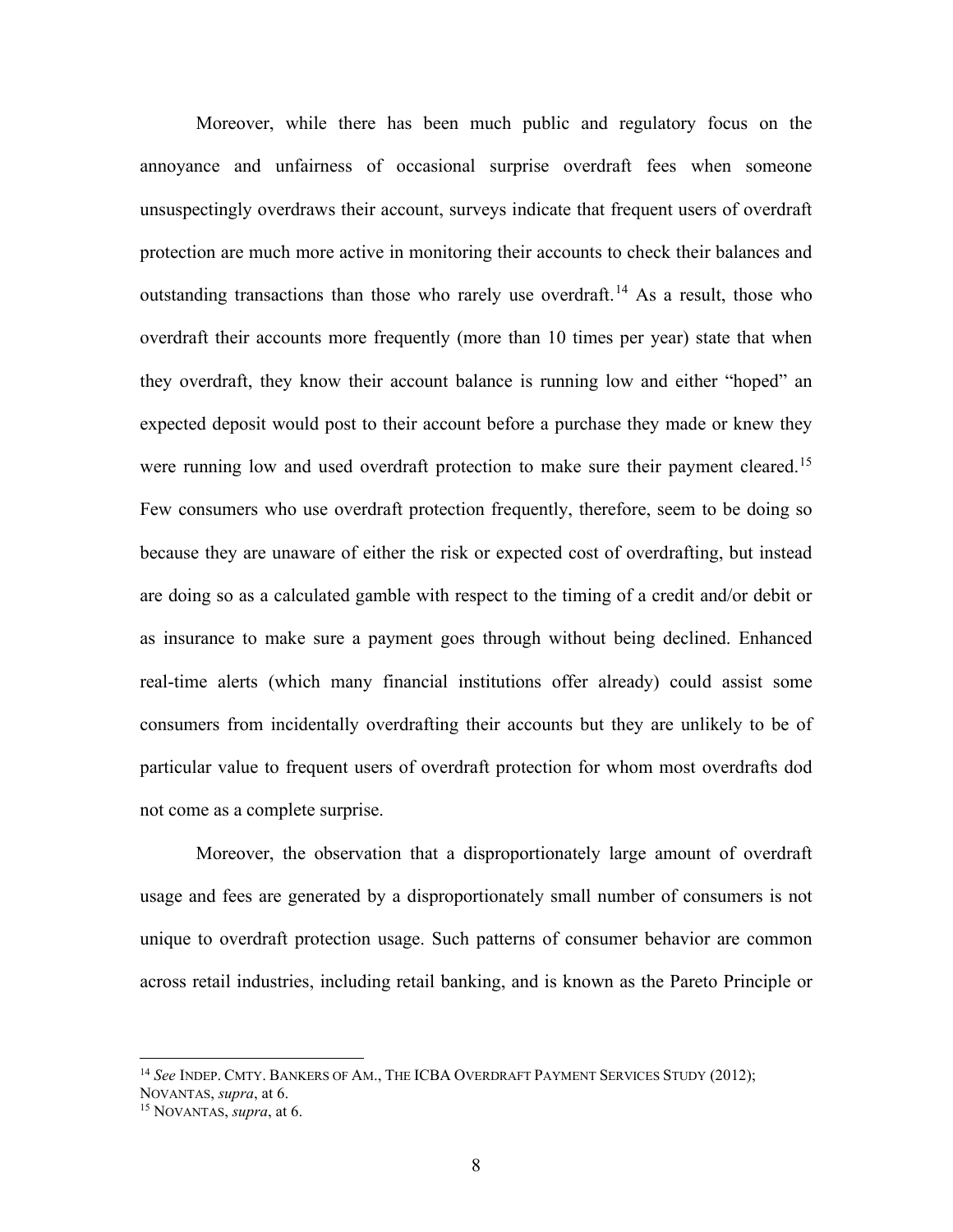Moreover, while there has been much public and regulatory focus on the annoyance and unfairness of occasional surprise overdraft fees when someone unsuspectingly overdraws their account, surveys indicate that frequent users of overdraft protection are much more active in monitoring their accounts to check their balances and outstanding transactions than those who rarely use overdraft.[14] As a result, those who overdraft their accounts more frequently (more than 10 times per year) state that when they overdraft, they know their account balance is running low and either "hoped" an expected deposit would post to their account before a purchase they made or knew they were running low and used overdraft protection to make sure their payment cleared.[15] Few consumers who use overdraft protection frequently, therefore, seem to be doing so because they are unaware of either the risk or expected cost of overdrafting, but instead are doing so as a calculated gamble with respect to the timing of a credit and/or debit or as insurance to make sure a payment goes through without being declined. Enhanced real-time alerts (which many financial institutions offer already) could assist some consumers from incidentally overdrafting their accounts but they are unlikely to be of particular value to frequent users of overdraft protection for whom most overdrafts dod not come as a complete surprise.

Moreover, the observation that a disproportionately large amount of overdraft usage and fees are generated by a disproportionately small number of consumers is not unique to overdraft protection usage. Such patterns of consumer behavior are common across retail industries, including retail banking, and is known as the Pareto Principle or

---

[14] *See* INDEP. CMTY. BANKERS OF AM., THE ICBA OVERDRAFT PAYMENT SERVICES STUDY (2012); NOVANTAS, *supra*, at 6.

[15] NOVANTAS, *supra*, at 6.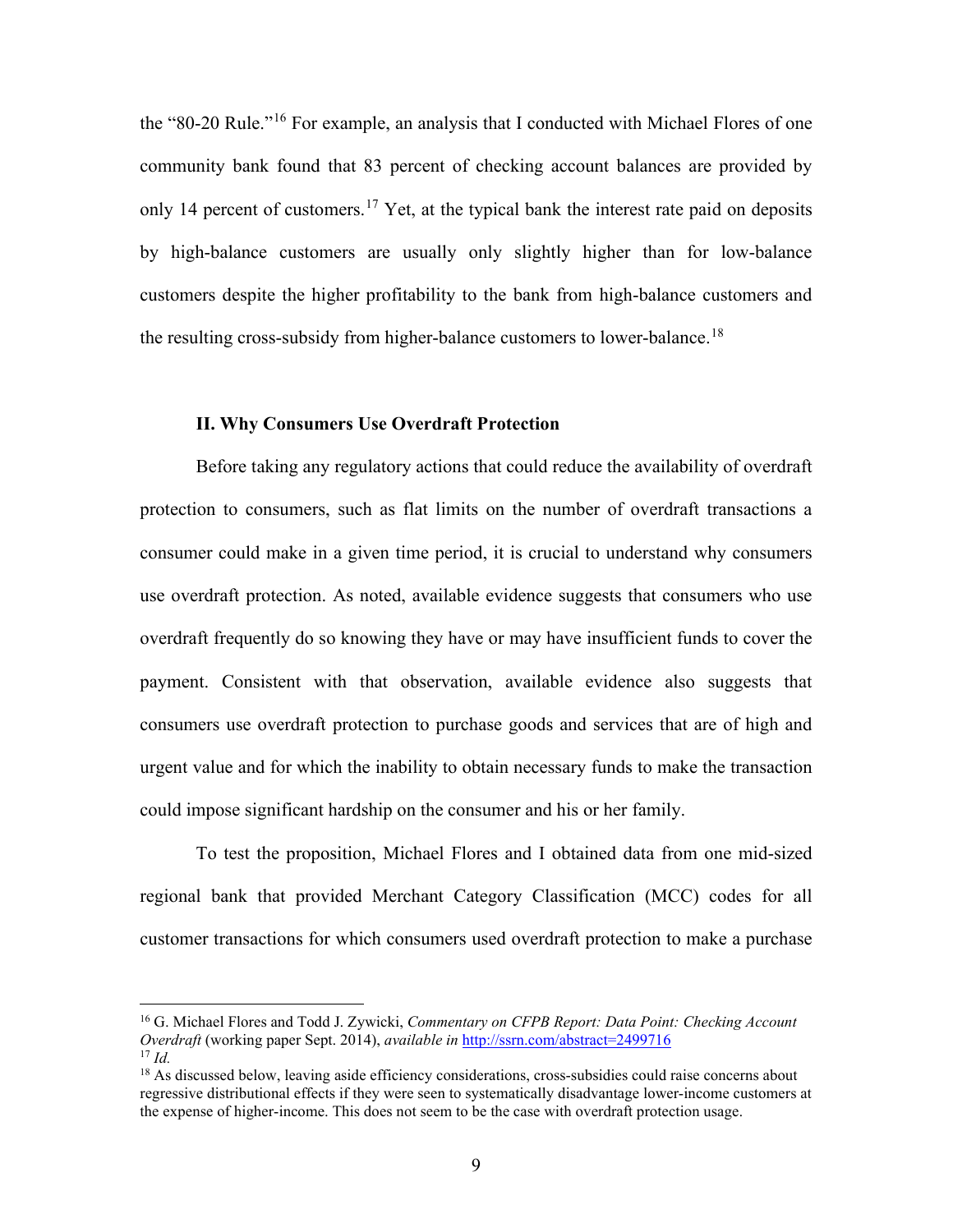the "80-20 Rule."[16] For example, an analysis that I conducted with Michael Flores of one community bank found that 83 percent of checking account balances are provided by only 14 percent of customers.[17] Yet, at the typical bank the interest rate paid on deposits by high-balance customers are usually only slightly higher than for low-balance customers despite the higher profitability to the bank from high-balance customers and the resulting cross-subsidy from higher-balance customers to lower-balance.[18]

### II. Why Consumers Use Overdraft Protection

Before taking any regulatory actions that could reduce the availability of overdraft protection to consumers, such as flat limits on the number of overdraft transactions a consumer could make in a given time period, it is crucial to understand why consumers use overdraft protection. As noted, available evidence suggests that consumers who use overdraft frequently do so knowing they have or may have insufficient funds to cover the payment. Consistent with that observation, available evidence also suggests that consumers use overdraft protection to purchase goods and services that are of high and urgent value and for which the inability to obtain necessary funds to make the transaction could impose significant hardship on the consumer and his or her family.

To test the proposition, Michael Flores and I obtained data from one mid-sized regional bank that provided Merchant Category Classification (MCC) codes for all customer transactions for which consumers used overdraft protection to make a purchase

---

[16] G. Michael Flores and Todd J. Zywicki, *Commentary on CFPB Report: Data Point: Checking Account Overdraft* (working paper Sept. 2014), *available in* http://ssrn.com/abstract=2499716

[17] *Id.*

[18] As discussed below, leaving aside efficiency considerations, cross-subsidies could raise concerns about regressive distributional effects if they were seen to systematically disadvantage lower-income customers at the expense of higher-income. This does not seem to be the case with overdraft protection usage.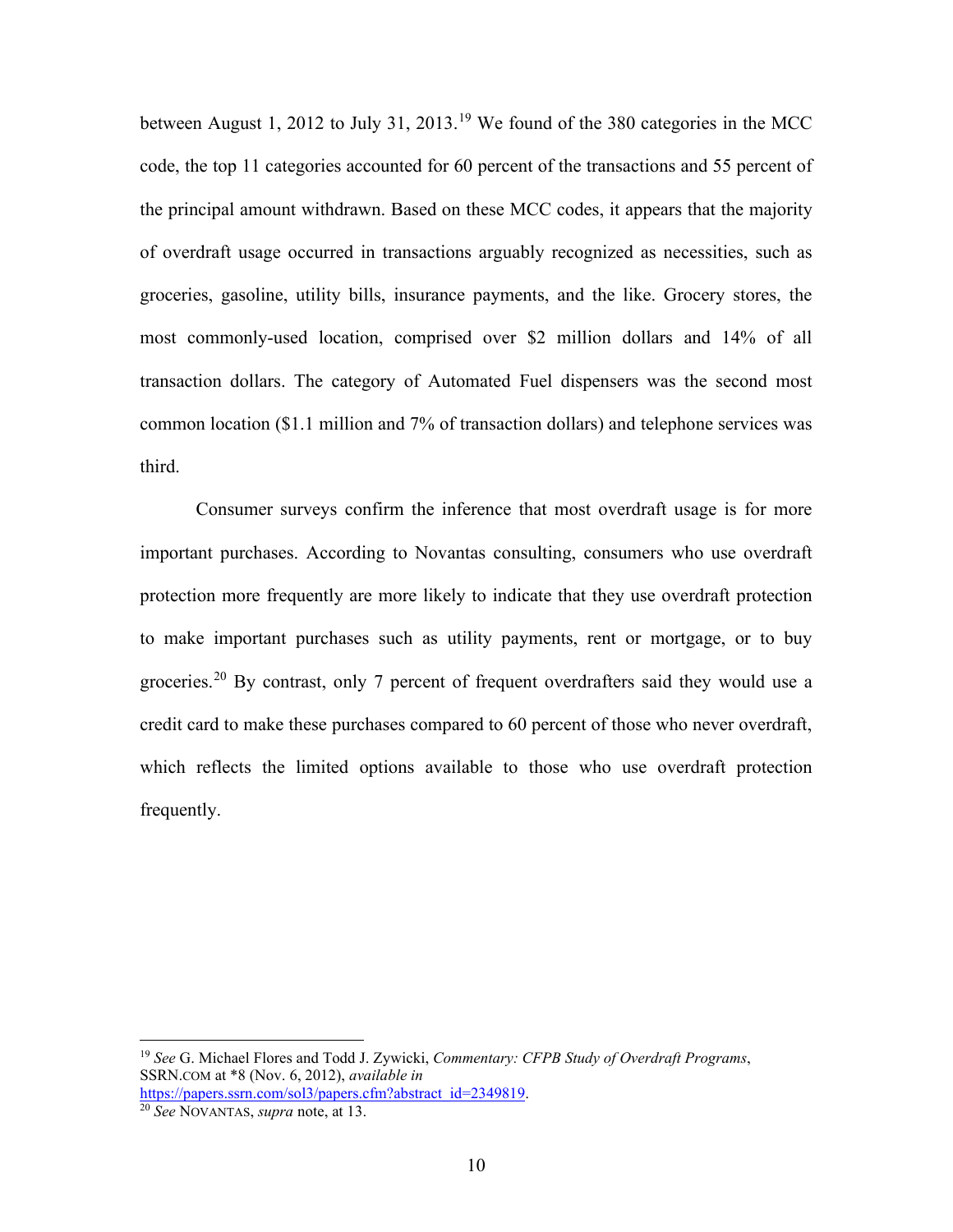between August 1, 2012 to July 31, 2013.[19] We found of the 380 categories in the MCC code, the top 11 categories accounted for 60 percent of the transactions and 55 percent of the principal amount withdrawn. Based on these MCC codes, it appears that the majority of overdraft usage occurred in transactions arguably recognized as necessities, such as groceries, gasoline, utility bills, insurance payments, and the like. Grocery stores, the most commonly-used location, comprised over $2 million dollars and 14% of all transaction dollars. The category of Automated Fuel dispensers was the second most common location ($1.1 million and 7% of transaction dollars) and telephone services was third.

Consumer surveys confirm the inference that most overdraft usage is for more important purchases. According to Novantas consulting, consumers who use overdraft protection more frequently are more likely to indicate that they use overdraft protection to make important purchases such as utility payments, rent or mortgage, or to buy groceries.[20] By contrast, only 7 percent of frequent overdrafters said they would use a credit card to make these purchases compared to 60 percent of those who never overdraft, which reflects the limited options available to those who use overdraft protection frequently.

---

[19] *See* G. Michael Flores and Todd J. Zywicki, *Commentary: CFPB Study of Overdraft Programs*, SSRN.COM at *8 (Nov. 6, 2012), *available in* https://papers.ssrn.com/sol3/papers.cfm?abstract_id=2349819.

[20] *See* NOVANTAS, *supra* note, at 13.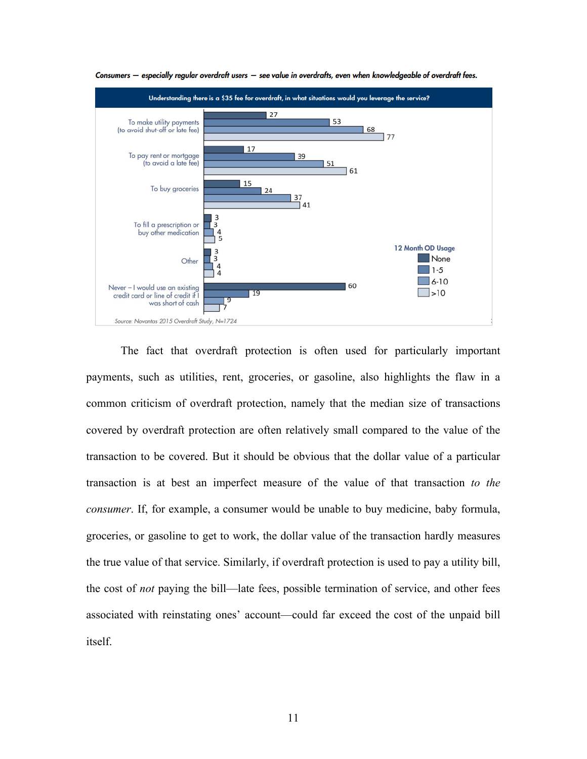*Consumers — especially regular overdraft users — see value in overdrafts, even when knowledgeable of overdraft fees.*

**Understanding there is a $35 fee for overdraft, in what situations would you leverage the service?**

| Situation | 12 Month OD Usage: None | 1-5 | 6-10 | >10 |
|---|---|---|---|---|
| To make utility payments (to avoid shut-off or late fee) | 27 | 53 | 68 | 77 |
| To pay rent or mortgage (to avoid a late fee) | 17 | 39 | 51 | 61 |
| To buy groceries | 15 | 24 | 37 | 41 |
| To fill a prescription or buy other medication | 3 | 3 | 4 | 5 |
| Other | 3 | 3 | 4 | 4 |
| Never – I would use an existing credit card or line of credit if I was short of cash | 60 | 19 | 9 | 7 |

Source: Novantas 2015 Overdraft Study, N=1724

The fact that overdraft protection is often used for particularly important payments, such as utilities, rent, groceries, or gasoline, also highlights the flaw in a common criticism of overdraft protection, namely that the median size of transactions covered by overdraft protection are often relatively small compared to the value of the transaction to be covered. But it should be obvious that the dollar value of a particular transaction is at best an imperfect measure of the value of that transaction *to the consumer*. If, for example, a consumer would be unable to buy medicine, baby formula, groceries, or gasoline to get to work, the dollar value of the transaction hardly measures the true value of that service. Similarly, if overdraft protection is used to pay a utility bill, the cost of *not* paying the bill—late fees, possible termination of service, and other fees associated with reinstating ones' account—could far exceed the cost of the unpaid bill itself.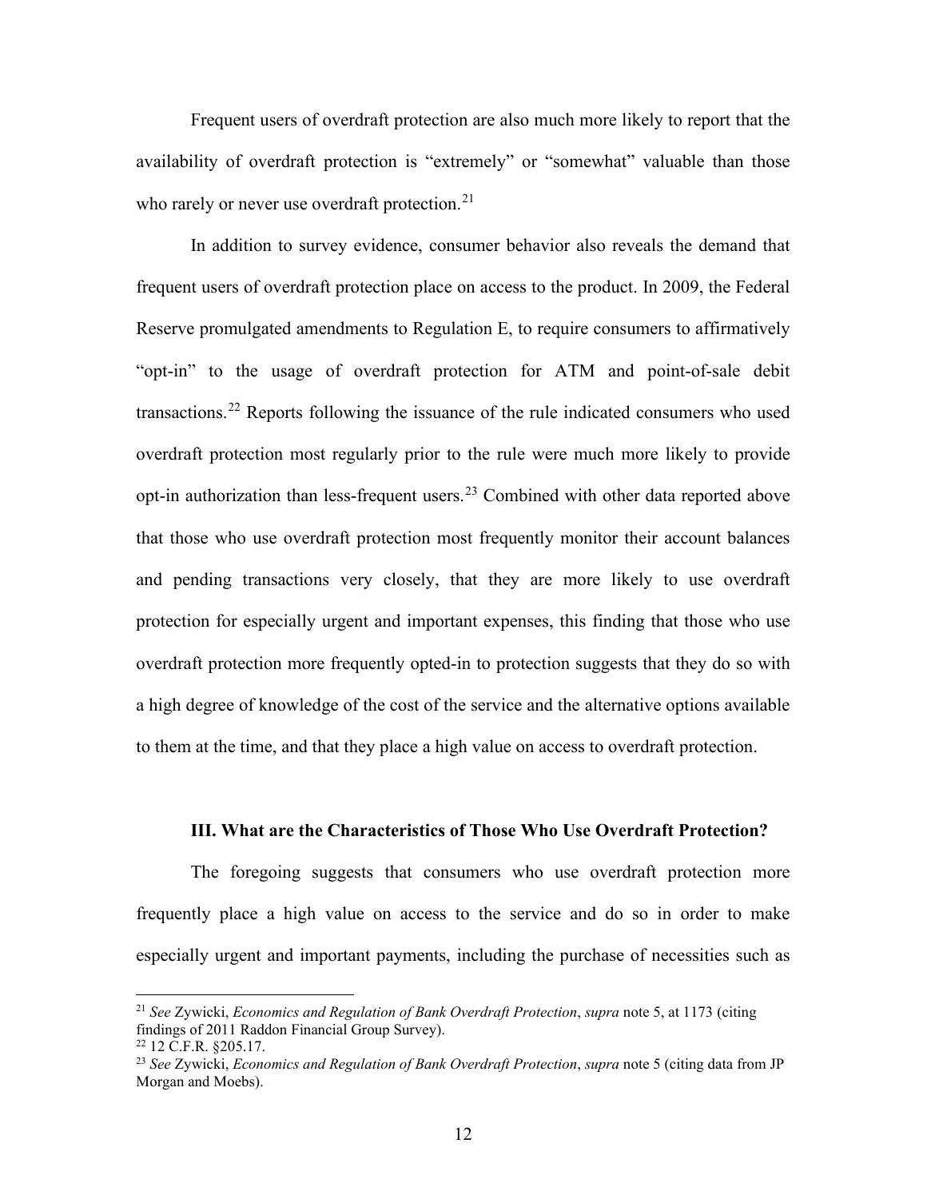Frequent users of overdraft protection are also much more likely to report that the availability of overdraft protection is "extremely" or "somewhat" valuable than those who rarely or never use overdraft protection.[21]

In addition to survey evidence, consumer behavior also reveals the demand that frequent users of overdraft protection place on access to the product. In 2009, the Federal Reserve promulgated amendments to Regulation E, to require consumers to affirmatively "opt-in" to the usage of overdraft protection for ATM and point-of-sale debit transactions.[22] Reports following the issuance of the rule indicated consumers who used overdraft protection most regularly prior to the rule were much more likely to provide opt-in authorization than less-frequent users.[23] Combined with other data reported above that those who use overdraft protection most frequently monitor their account balances and pending transactions very closely, that they are more likely to use overdraft protection for especially urgent and important expenses, this finding that those who use overdraft protection more frequently opted-in to protection suggests that they do so with a high degree of knowledge of the cost of the service and the alternative options available to them at the time, and that they place a high value on access to overdraft protection.

### III. What are the Characteristics of Those Who Use Overdraft Protection?

The foregoing suggests that consumers who use overdraft protection more frequently place a high value on access to the service and do so in order to make especially urgent and important payments, including the purchase of necessities such as

---

[21] *See* Zywicki, *Economics and Regulation of Bank Overdraft Protection*, *supra* note 5, at 1173 (citing findings of 2011 Raddon Financial Group Survey).

[22] 12 C.F.R. §205.17.

[23] *See* Zywicki, *Economics and Regulation of Bank Overdraft Protection*, *supra* note 5 (citing data from JP Morgan and Moebs).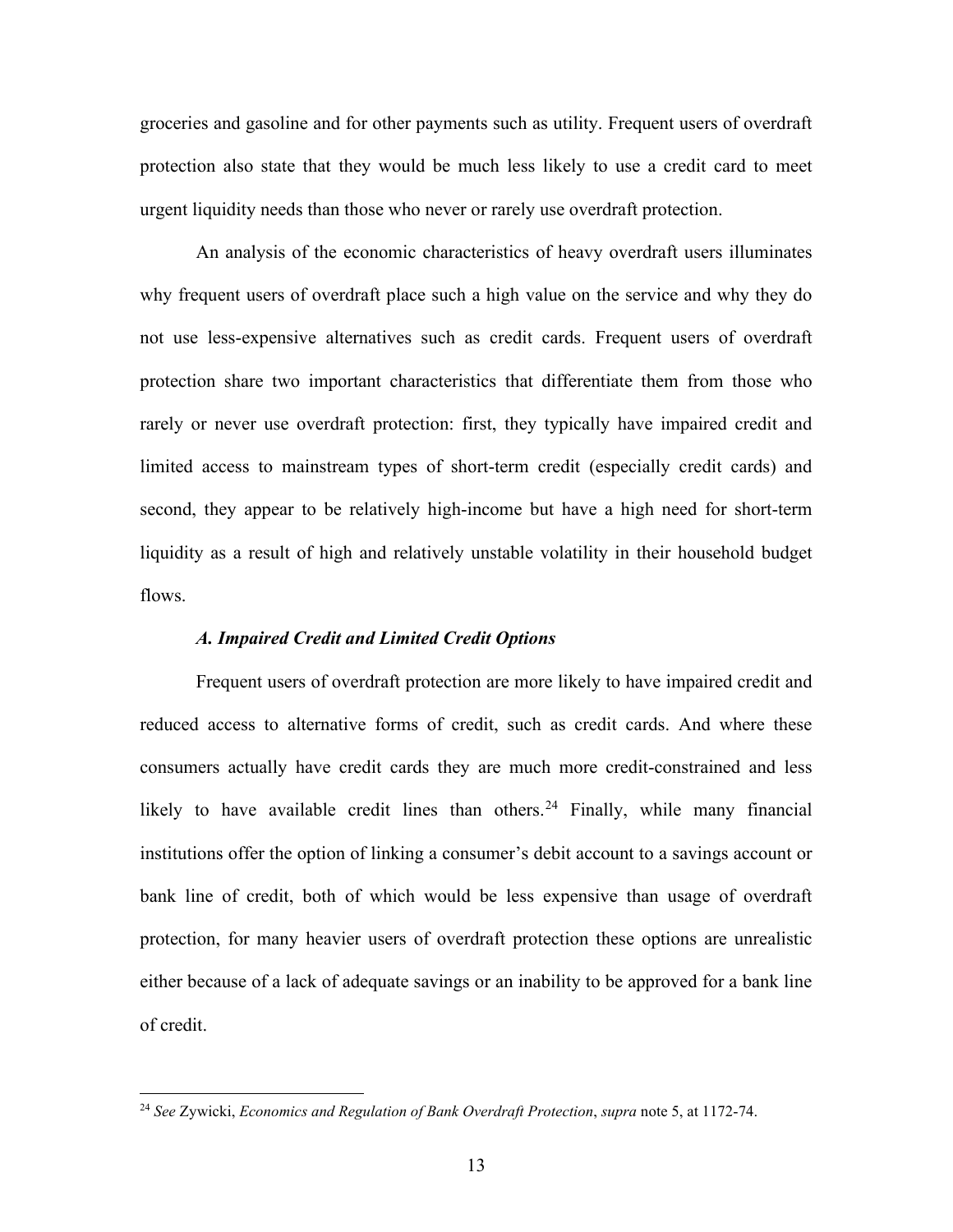groceries and gasoline and for other payments such as utility. Frequent users of overdraft protection also state that they would be much less likely to use a credit card to meet urgent liquidity needs than those who never or rarely use overdraft protection.

An analysis of the economic characteristics of heavy overdraft users illuminates why frequent users of overdraft place such a high value on the service and why they do not use less-expensive alternatives such as credit cards. Frequent users of overdraft protection share two important characteristics that differentiate them from those who rarely or never use overdraft protection: first, they typically have impaired credit and limited access to mainstream types of short-term credit (especially credit cards) and second, they appear to be relatively high-income but have a high need for short-term liquidity as a result of high and relatively unstable volatility in their household budget flows.

### *A. Impaired Credit and Limited Credit Options*

Frequent users of overdraft protection are more likely to have impaired credit and reduced access to alternative forms of credit, such as credit cards. And where these consumers actually have credit cards they are much more credit-constrained and less likely to have available credit lines than others.[24] Finally, while many financial institutions offer the option of linking a consumer's debit account to a savings account or bank line of credit, both of which would be less expensive than usage of overdraft protection, for many heavier users of overdraft protection these options are unrealistic either because of a lack of adequate savings or an inability to be approved for a bank line of credit.

---

[24] *See* Zywicki, *Economics and Regulation of Bank Overdraft Protection*, *supra* note 5, at 1172-74.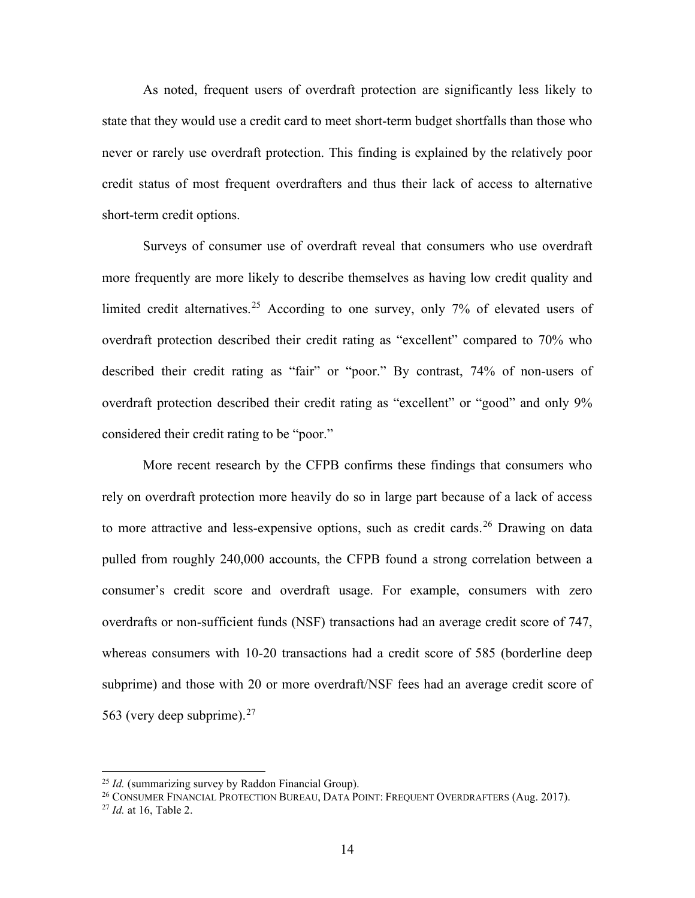As noted, frequent users of overdraft protection are significantly less likely to state that they would use a credit card to meet short-term budget shortfalls than those who never or rarely use overdraft protection. This finding is explained by the relatively poor credit status of most frequent overdrafters and thus their lack of access to alternative short-term credit options.

Surveys of consumer use of overdraft reveal that consumers who use overdraft more frequently are more likely to describe themselves as having low credit quality and limited credit alternatives.[25] According to one survey, only 7% of elevated users of overdraft protection described their credit rating as "excellent" compared to 70% who described their credit rating as "fair" or "poor." By contrast, 74% of non-users of overdraft protection described their credit rating as "excellent" or "good" and only 9% considered their credit rating to be "poor."

More recent research by the CFPB confirms these findings that consumers who rely on overdraft protection more heavily do so in large part because of a lack of access to more attractive and less-expensive options, such as credit cards.[26] Drawing on data pulled from roughly 240,000 accounts, the CFPB found a strong correlation between a consumer's credit score and overdraft usage. For example, consumers with zero overdrafts or non-sufficient funds (NSF) transactions had an average credit score of 747, whereas consumers with 10-20 transactions had a credit score of 585 (borderline deep subprime) and those with 20 or more overdraft/NSF fees had an average credit score of 563 (very deep subprime).[27]

---

[25] *Id.* (summarizing survey by Raddon Financial Group).

[26] CONSUMER FINANCIAL PROTECTION BUREAU, DATA POINT: FREQUENT OVERDRAFTERS (Aug. 2017).

[27] *Id.* at 16, Table 2.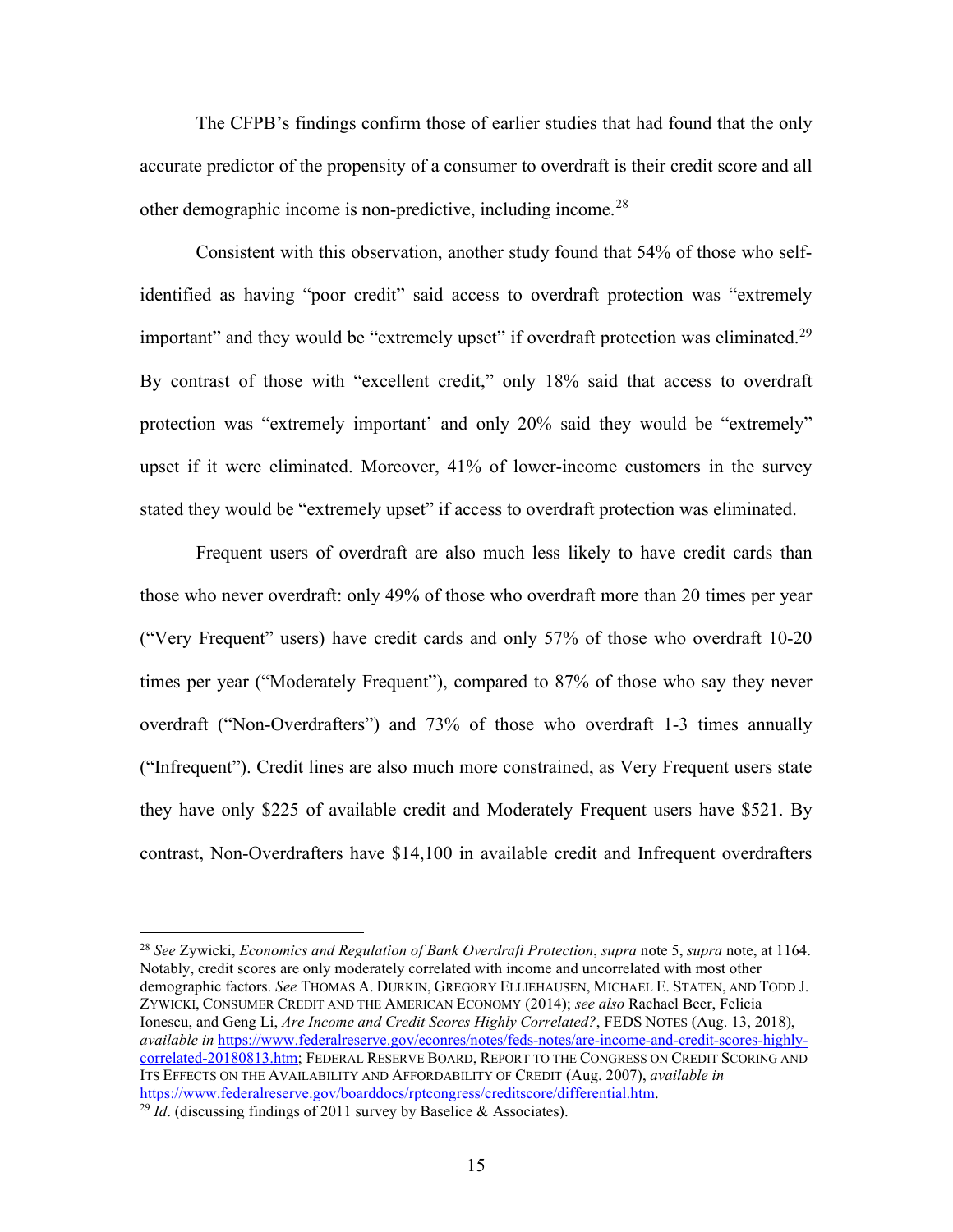The CFPB's findings confirm those of earlier studies that had found that the only accurate predictor of the propensity of a consumer to overdraft is their credit score and all other demographic income is non-predictive, including income.[28]

Consistent with this observation, another study found that 54% of those who self-identified as having "poor credit" said access to overdraft protection was "extremely important" and they would be "extremely upset" if overdraft protection was eliminated.[29] By contrast of those with "excellent credit," only 18% said that access to overdraft protection was "extremely important' and only 20% said they would be "extremely" upset if it were eliminated. Moreover, 41% of lower-income customers in the survey stated they would be "extremely upset" if access to overdraft protection was eliminated.

Frequent users of overdraft are also much less likely to have credit cards than those who never overdraft: only 49% of those who overdraft more than 20 times per year ("Very Frequent" users) have credit cards and only 57% of those who overdraft 10-20 times per year ("Moderately Frequent"), compared to 87% of those who say they never overdraft ("Non-Overdrafters") and 73% of those who overdraft 1-3 times annually ("Infrequent"). Credit lines are also much more constrained, as Very Frequent users state they have only $225 of available credit and Moderately Frequent users have $521. By contrast, Non-Overdrafters have $14,100 in available credit and Infrequent overdrafters

---

[28] *See* Zywicki, *Economics and Regulation of Bank Overdraft Protection*, *supra* note 5, *supra* note, at 1164. Notably, credit scores are only moderately correlated with income and uncorrelated with most other demographic factors. *See* THOMAS A. DURKIN, GREGORY ELLIEHAUSEN, MICHAEL E. STATEN, AND TODD J. ZYWICKI, CONSUMER CREDIT AND THE AMERICAN ECONOMY (2014); *see also* Rachael Beer, Felicia Ionescu, and Geng Li, *Are Income and Credit Scores Highly Correlated?*, FEDS NOTES (Aug. 13, 2018), *available in* https://www.federalreserve.gov/econres/notes/feds-notes/are-income-and-credit-scores-highly-correlated-20180813.htm; FEDERAL RESERVE BOARD, REPORT TO THE CONGRESS ON CREDIT SCORING AND ITS EFFECTS ON THE AVAILABILITY AND AFFORDABILITY OF CREDIT (Aug. 2007), *available in* https://www.federalreserve.gov/boarddocs/rptcongress/creditscore/differential.htm.

[29] *Id*. (discussing findings of 2011 survey by Baselice & Associates).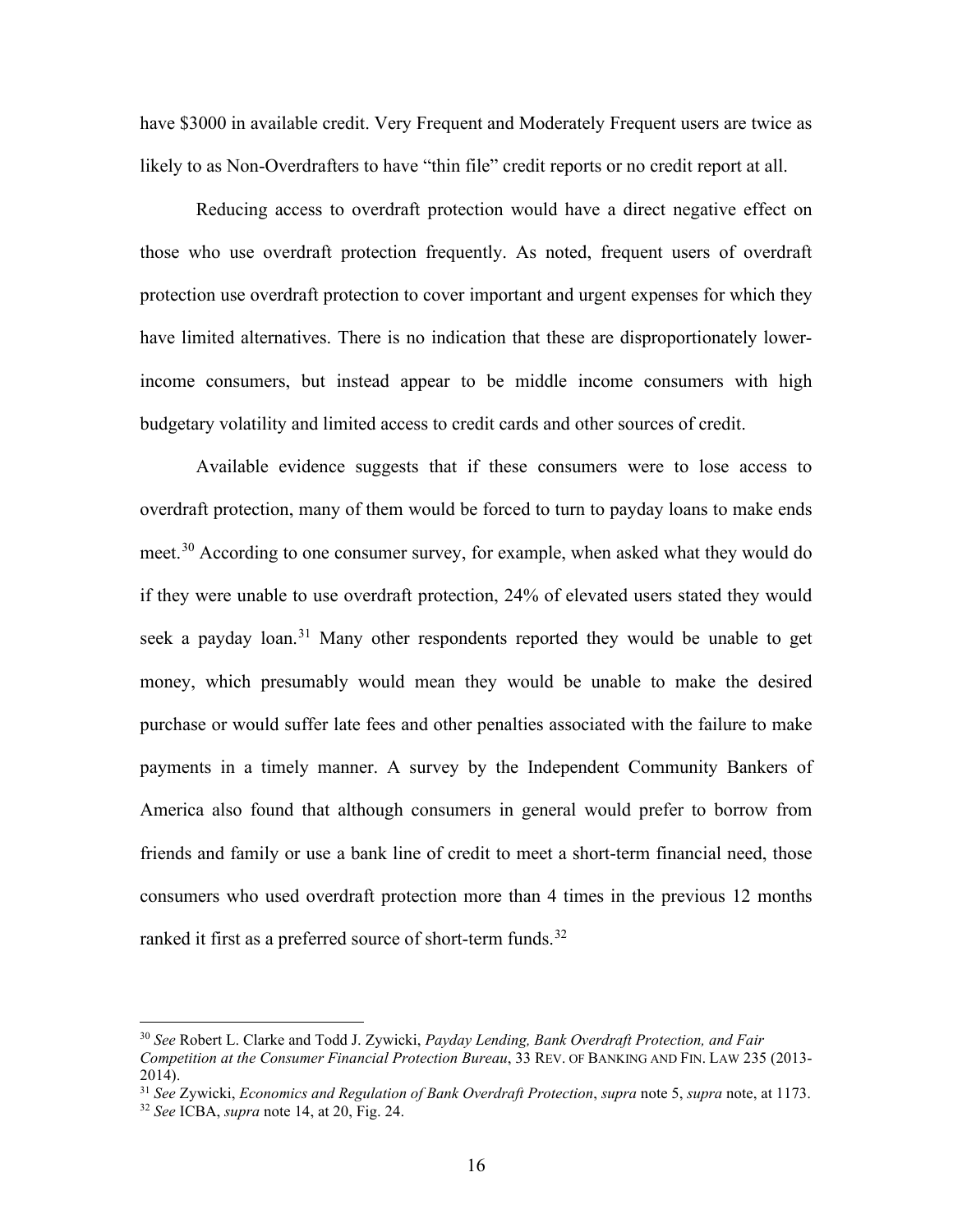have $3000 in available credit. Very Frequent and Moderately Frequent users are twice as likely to as Non-Overdrafters to have "thin file" credit reports or no credit report at all.

Reducing access to overdraft protection would have a direct negative effect on those who use overdraft protection frequently. As noted, frequent users of overdraft protection use overdraft protection to cover important and urgent expenses for which they have limited alternatives. There is no indication that these are disproportionately lower-income consumers, but instead appear to be middle income consumers with high budgetary volatility and limited access to credit cards and other sources of credit.

Available evidence suggests that if these consumers were to lose access to overdraft protection, many of them would be forced to turn to payday loans to make ends meet.[30] According to one consumer survey, for example, when asked what they would do if they were unable to use overdraft protection, 24% of elevated users stated they would seek a payday loan.[31] Many other respondents reported they would be unable to get money, which presumably would mean they would be unable to make the desired purchase or would suffer late fees and other penalties associated with the failure to make payments in a timely manner. A survey by the Independent Community Bankers of America also found that although consumers in general would prefer to borrow from friends and family or use a bank line of credit to meet a short-term financial need, those consumers who used overdraft protection more than 4 times in the previous 12 months ranked it first as a preferred source of short-term funds.[32]

---

[30] *See* Robert L. Clarke and Todd J. Zywicki, *Payday Lending, Bank Overdraft Protection, and Fair Competition at the Consumer Financial Protection Bureau*, 33 REV. OF BANKING AND FIN. LAW 235 (2013-2014).

[31] *See* Zywicki, *Economics and Regulation of Bank Overdraft Protection*, *supra* note 5, *supra* note, at 1173.

[32] *See* ICBA, *supra* note 14, at 20, Fig. 24.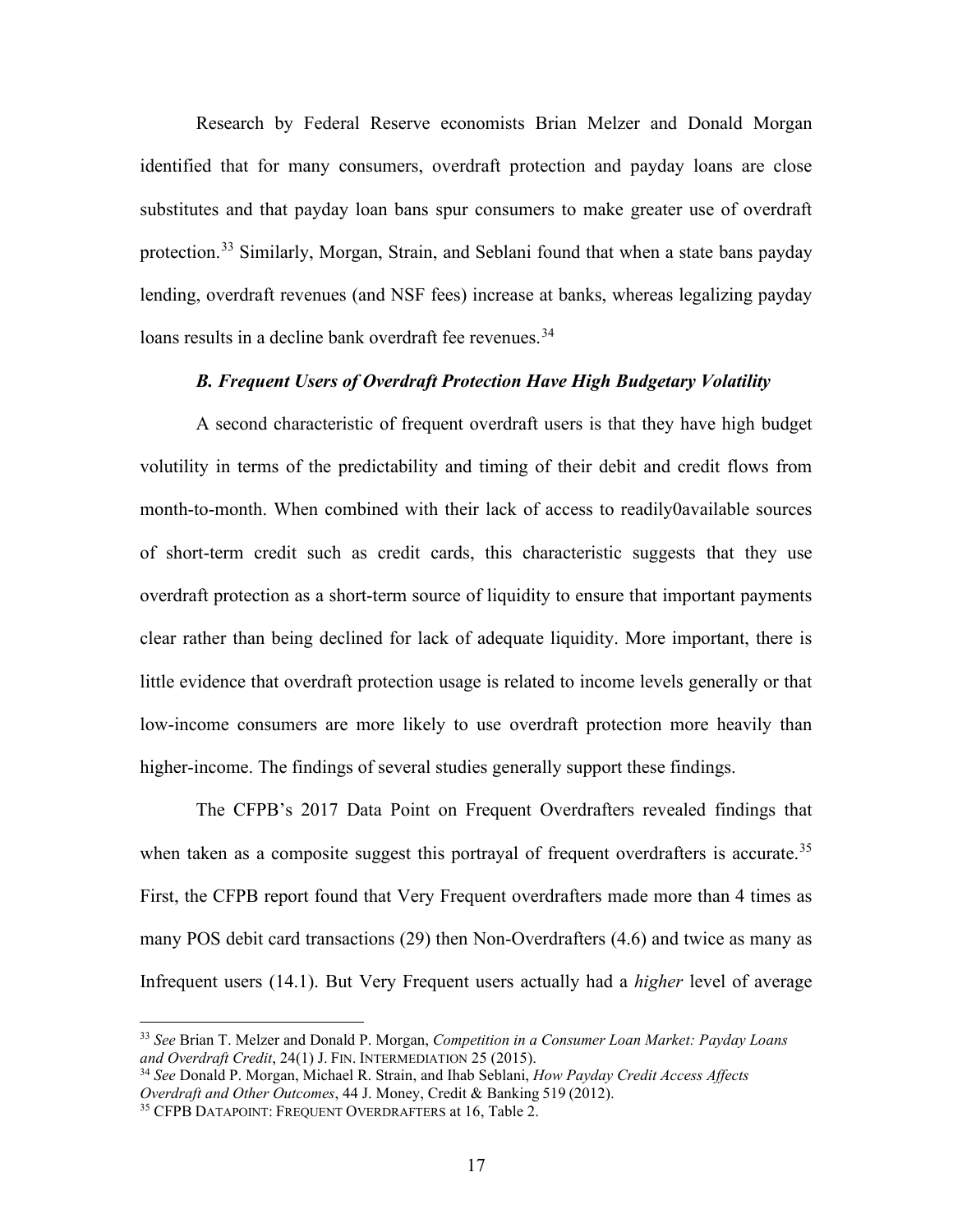Research by Federal Reserve economists Brian Melzer and Donald Morgan identified that for many consumers, overdraft protection and payday loans are close substitutes and that payday loan bans spur consumers to make greater use of overdraft protection.[33] Similarly, Morgan, Strain, and Seblani found that when a state bans payday lending, overdraft revenues (and NSF fees) increase at banks, whereas legalizing payday loans results in a decline bank overdraft fee revenues.[34]

### *B. Frequent Users of Overdraft Protection Have High Budgetary Volatility*

A second characteristic of frequent overdraft users is that they have high budget volutility in terms of the predictability and timing of their debit and credit flows from month-to-month. When combined with their lack of access to readily0available sources of short-term credit such as credit cards, this characteristic suggests that they use overdraft protection as a short-term source of liquidity to ensure that important payments clear rather than being declined for lack of adequate liquidity. More important, there is little evidence that overdraft protection usage is related to income levels generally or that low-income consumers are more likely to use overdraft protection more heavily than higher-income. The findings of several studies generally support these findings.

The CFPB's 2017 Data Point on Frequent Overdrafters revealed findings that when taken as a composite suggest this portrayal of frequent overdrafters is accurate.[35] First, the CFPB report found that Very Frequent overdrafters made more than 4 times as many POS debit card transactions (29) then Non-Overdrafters (4.6) and twice as many as Infrequent users (14.1). But Very Frequent users actually had a *higher* level of average

---

[33] *See* Brian T. Melzer and Donald P. Morgan, *Competition in a Consumer Loan Market: Payday Loans and Overdraft Credit*, 24(1) J. FIN. INTERMEDIATION 25 (2015).

[34] *See* Donald P. Morgan, Michael R. Strain, and Ihab Seblani, *How Payday Credit Access Affects Overdraft and Other Outcomes*, 44 J. Money, Credit & Banking 519 (2012).

[35] CFPB DATAPOINT: FREQUENT OVERDRAFTERS at 16, Table 2.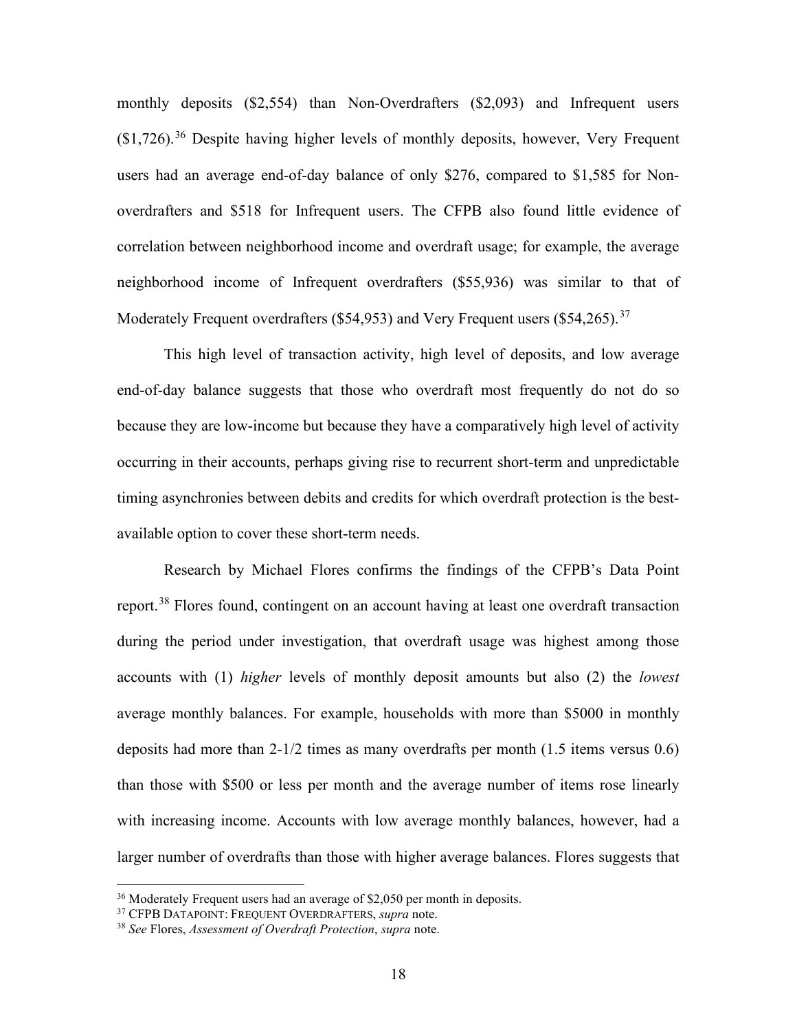monthly deposits ($2,554) than Non-Overdrafters ($2,093) and Infrequent users ($1,726).[36] Despite having higher levels of monthly deposits, however, Very Frequent users had an average end-of-day balance of only $276, compared to $1,585 for Non-overdrafters and $518 for Infrequent users. The CFPB also found little evidence of correlation between neighborhood income and overdraft usage; for example, the average neighborhood income of Infrequent overdrafters ($55,936) was similar to that of Moderately Frequent overdrafters ($54,953) and Very Frequent users ($54,265).[37]

This high level of transaction activity, high level of deposits, and low average end-of-day balance suggests that those who overdraft most frequently do not do so because they are low-income but because they have a comparatively high level of activity occurring in their accounts, perhaps giving rise to recurrent short-term and unpredictable timing asynchronies between debits and credits for which overdraft protection is the best-available option to cover these short-term needs.

Research by Michael Flores confirms the findings of the CFPB's Data Point report.[38] Flores found, contingent on an account having at least one overdraft transaction during the period under investigation, that overdraft usage was highest among those accounts with (1) *higher* levels of monthly deposit amounts but also (2) the *lowest* average monthly balances. For example, households with more than $5000 in monthly deposits had more than 2-1/2 times as many overdrafts per month (1.5 items versus 0.6) than those with $500 or less per month and the average number of items rose linearly with increasing income. Accounts with low average monthly balances, however, had a larger number of overdrafts than those with higher average balances. Flores suggests that

---

[36] Moderately Frequent users had an average of $2,050 per month in deposits.

[37] CFPB DATAPOINT: FREQUENT OVERDRAFTERS, *supra* note.

[38] *See* Flores, *Assessment of Overdraft Protection*, *supra* note.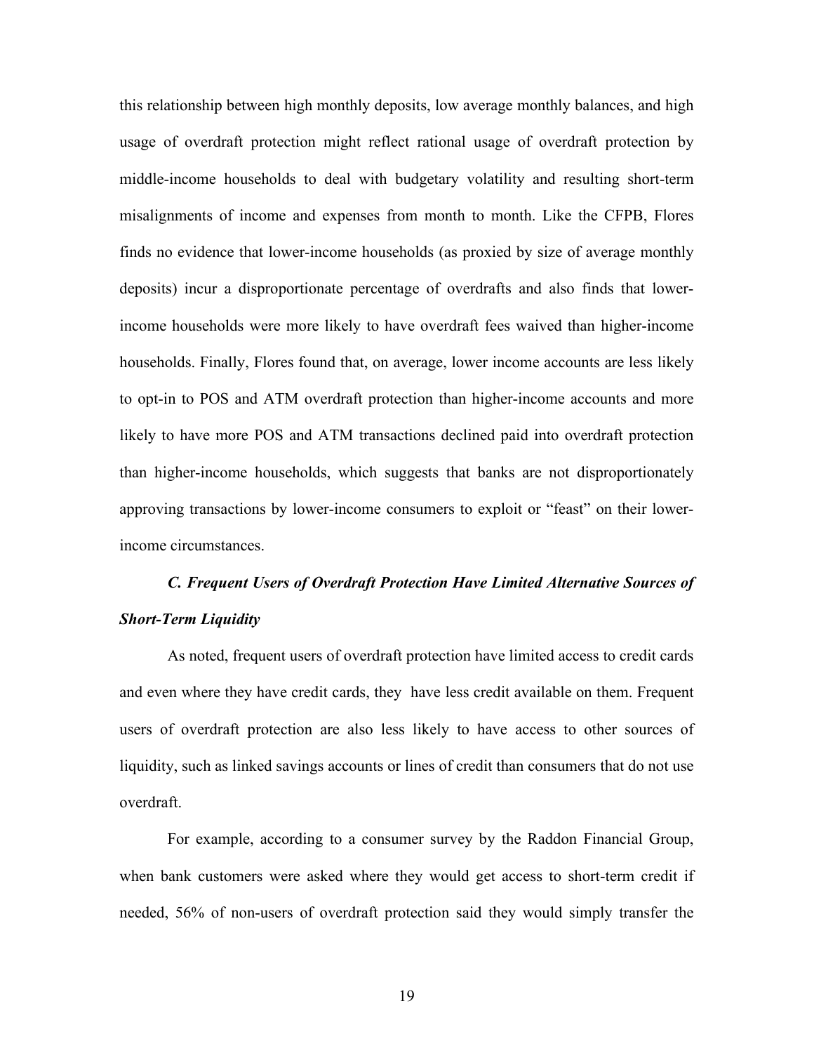this relationship between high monthly deposits, low average monthly balances, and high usage of overdraft protection might reflect rational usage of overdraft protection by middle-income households to deal with budgetary volatility and resulting short-term misalignments of income and expenses from month to month. Like the CFPB, Flores finds no evidence that lower-income households (as proxied by size of average monthly deposits) incur a disproportionate percentage of overdrafts and also finds that lower-income households were more likely to have overdraft fees waived than higher-income households. Finally, Flores found that, on average, lower income accounts are less likely to opt-in to POS and ATM overdraft protection than higher-income accounts and more likely to have more POS and ATM transactions declined paid into overdraft protection than higher-income households, which suggests that banks are not disproportionately approving transactions by lower-income consumers to exploit or "feast" on their lower-income circumstances.

### *C. Frequent Users of Overdraft Protection Have Limited Alternative Sources of Short-Term Liquidity*

As noted, frequent users of overdraft protection have limited access to credit cards and even where they have credit cards, they have less credit available on them. Frequent users of overdraft protection are also less likely to have access to other sources of liquidity, such as linked savings accounts or lines of credit than consumers that do not use overdraft.

For example, according to a consumer survey by the Raddon Financial Group, when bank customers were asked where they would get access to short-term credit if needed, 56% of non-users of overdraft protection said they would simply transfer the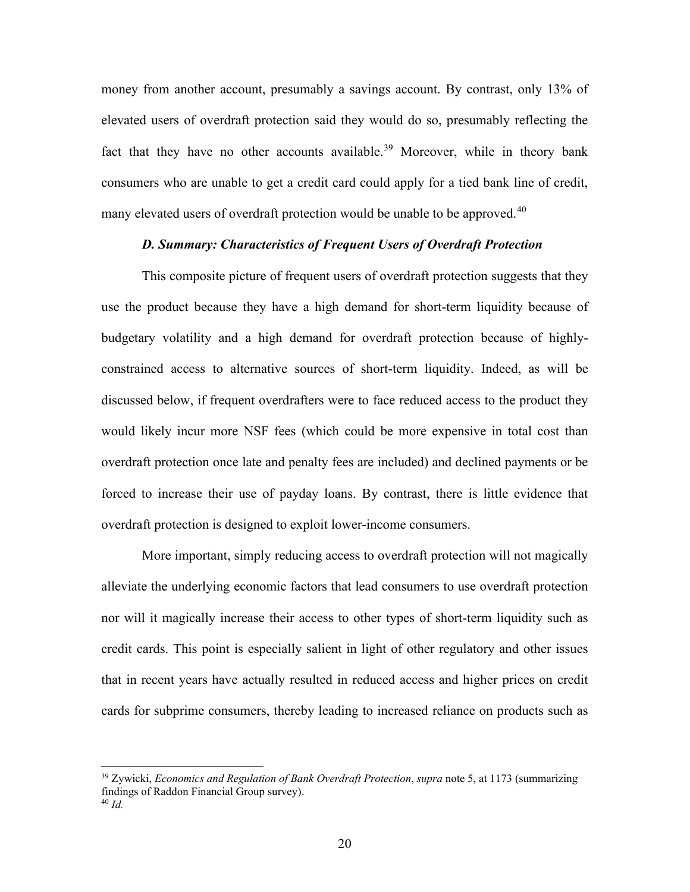money from another account, presumably a savings account. By contrast, only 13% of elevated users of overdraft protection said they would do so, presumably reflecting the fact that they have no other accounts available.[39] Moreover, while in theory bank consumers who are unable to get a credit card could apply for a tied bank line of credit, many elevated users of overdraft protection would be unable to be approved.[40]

### *D. Summary: Characteristics of Frequent Users of Overdraft Protection*

This composite picture of frequent users of overdraft protection suggests that they use the product because they have a high demand for short-term liquidity because of budgetary volatility and a high demand for overdraft protection because of highly-constrained access to alternative sources of short-term liquidity. Indeed, as will be discussed below, if frequent overdrafters were to face reduced access to the product they would likely incur more NSF fees (which could be more expensive in total cost than overdraft protection once late and penalty fees are included) and declined payments or be forced to increase their use of payday loans. By contrast, there is little evidence that overdraft protection is designed to exploit lower-income consumers.

More important, simply reducing access to overdraft protection will not magically alleviate the underlying economic factors that lead consumers to use overdraft protection nor will it magically increase their access to other types of short-term liquidity such as credit cards. This point is especially salient in light of other regulatory and other issues that in recent years have actually resulted in reduced access and higher prices on credit cards for subprime consumers, thereby leading to increased reliance on products such as

---

[39] Zywicki, *Economics and Regulation of Bank Overdraft Protection*, *supra* note 5, at 1173 (summarizing findings of Raddon Financial Group survey).

[40] *Id.*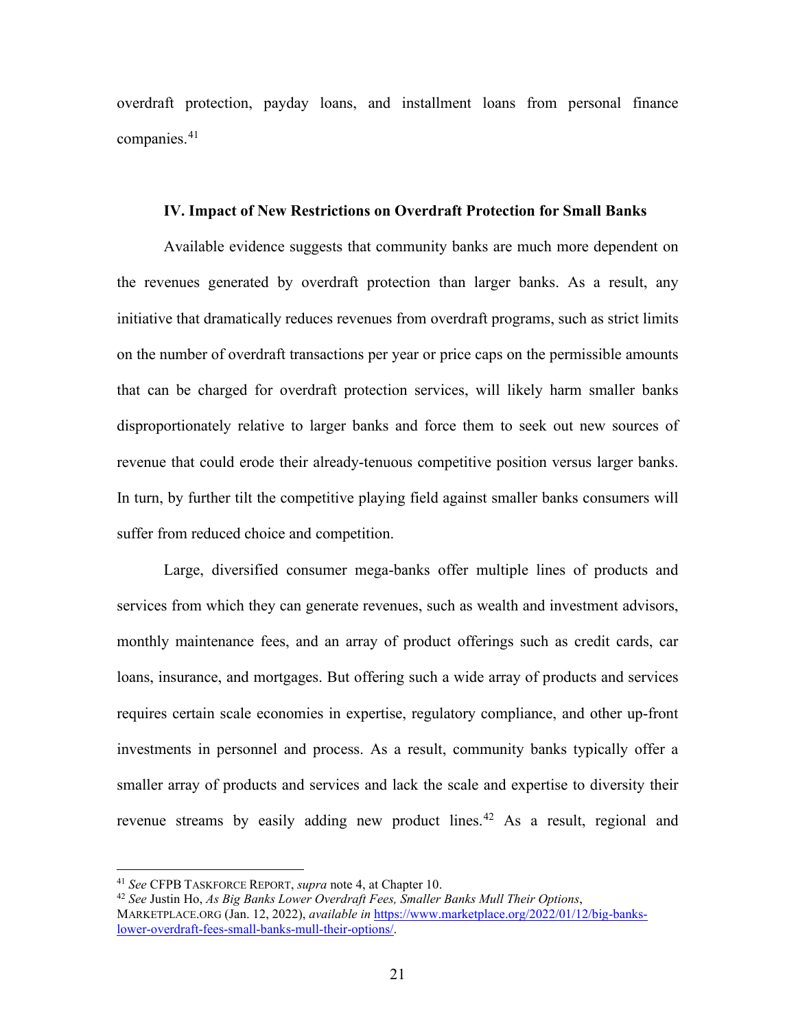overdraft protection, payday loans, and installment loans from personal finance companies.[41]

### IV. Impact of New Restrictions on Overdraft Protection for Small Banks

Available evidence suggests that community banks are much more dependent on the revenues generated by overdraft protection than larger banks. As a result, any initiative that dramatically reduces revenues from overdraft programs, such as strict limits on the number of overdraft transactions per year or price caps on the permissible amounts that can be charged for overdraft protection services, will likely harm smaller banks disproportionately relative to larger banks and force them to seek out new sources of revenue that could erode their already-tenuous competitive position versus larger banks. In turn, by further tilt the competitive playing field against smaller banks consumers will suffer from reduced choice and competition.

Large, diversified consumer mega-banks offer multiple lines of products and services from which they can generate revenues, such as wealth and investment advisors, monthly maintenance fees, and an array of product offerings such as credit cards, car loans, insurance, and mortgages. But offering such a wide array of products and services requires certain scale economies in expertise, regulatory compliance, and other up-front investments in personnel and process. As a result, community banks typically offer a smaller array of products and services and lack the scale and expertise to diversity their revenue streams by easily adding new product lines.[42] As a result, regional and

---

[41] *See* CFPB TASKFORCE REPORT, *supra* note 4, at Chapter 10.

[42] *See* Justin Ho, *As Big Banks Lower Overdraft Fees, Smaller Banks Mull Their Options*, MARKETPLACE.ORG (Jan. 12, 2022), *available in* https://www.marketplace.org/2022/01/12/big-banks-lower-overdraft-fees-small-banks-mull-their-options/.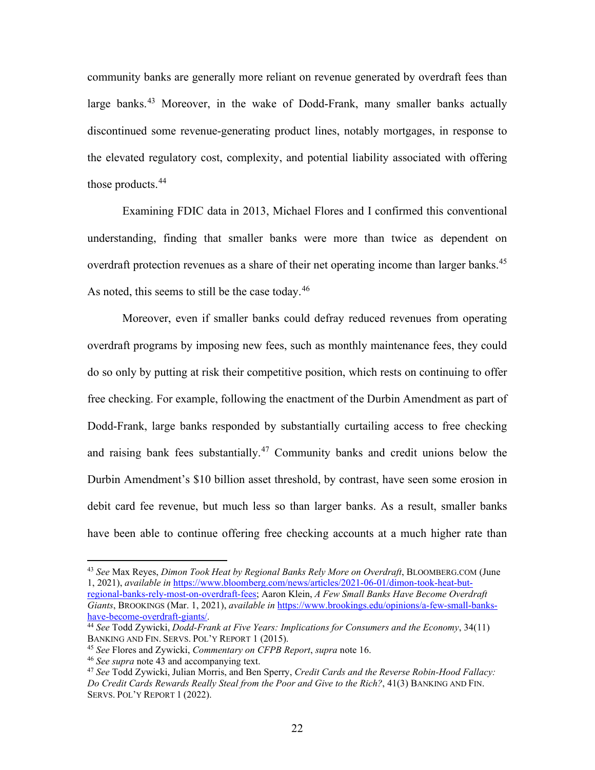community banks are generally more reliant on revenue generated by overdraft fees than large banks.[43] Moreover, in the wake of Dodd-Frank, many smaller banks actually discontinued some revenue-generating product lines, notably mortgages, in response to the elevated regulatory cost, complexity, and potential liability associated with offering those products.[44]

Examining FDIC data in 2013, Michael Flores and I confirmed this conventional understanding, finding that smaller banks were more than twice as dependent on overdraft protection revenues as a share of their net operating income than larger banks.[45] As noted, this seems to still be the case today.[46]

Moreover, even if smaller banks could defray reduced revenues from operating overdraft programs by imposing new fees, such as monthly maintenance fees, they could do so only by putting at risk their competitive position, which rests on continuing to offer free checking. For example, following the enactment of the Durbin Amendment as part of Dodd-Frank, large banks responded by substantially curtailing access to free checking and raising bank fees substantially.[47] Community banks and credit unions below the Durbin Amendment's $10 billion asset threshold, by contrast, have seen some erosion in debit card fee revenue, but much less so than larger banks. As a result, smaller banks have been able to continue offering free checking accounts at a much higher rate than

---

[43] *See* Max Reyes, *Dimon Took Heat by Regional Banks Rely More on Overdraft*, BLOOMBERG.COM (June 1, 2021), *available in* https://www.bloomberg.com/news/articles/2021-06-01/dimon-took-heat-but-regional-banks-rely-most-on-overdraft-fees; Aaron Klein, *A Few Small Banks Have Become Overdraft Giants*, BROOKINGS (Mar. 1, 2021), *available in* https://www.brookings.edu/opinions/a-few-small-banks-have-become-overdraft-giants/.

[44] *See* Todd Zywicki, *Dodd-Frank at Five Years: Implications for Consumers and the Economy*, 34(11) BANKING AND FIN. SERVS. POL'Y REPORT 1 (2015).

[45] *See* Flores and Zywicki, *Commentary on CFPB Report*, *supra* note 16.

[46] *See supra* note 43 and accompanying text.

[47] *See* Todd Zywicki, Julian Morris, and Ben Sperry, *Credit Cards and the Reverse Robin-Hood Fallacy: Do Credit Cards Rewards Really Steal from the Poor and Give to the Rich?*, 41(3) BANKING AND FIN. SERVS. POL'Y REPORT 1 (2022).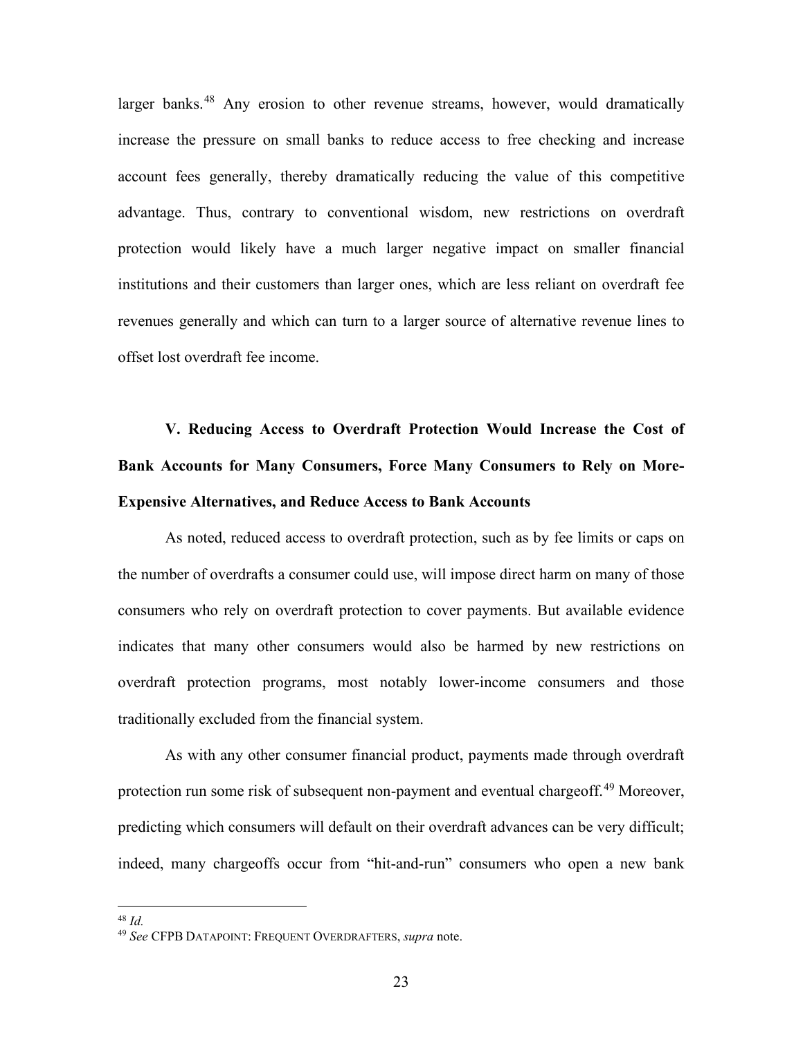larger banks.[48] Any erosion to other revenue streams, however, would dramatically increase the pressure on small banks to reduce access to free checking and increase account fees generally, thereby dramatically reducing the value of this competitive advantage. Thus, contrary to conventional wisdom, new restrictions on overdraft protection would likely have a much larger negative impact on smaller financial institutions and their customers than larger ones, which are less reliant on overdraft fee revenues generally and which can turn to a larger source of alternative revenue lines to offset lost overdraft fee income.

## V. Reducing Access to Overdraft Protection Would Increase the Cost of Bank Accounts for Many Consumers, Force Many Consumers to Rely on More-Expensive Alternatives, and Reduce Access to Bank Accounts

As noted, reduced access to overdraft protection, such as by fee limits or caps on the number of overdrafts a consumer could use, will impose direct harm on many of those consumers who rely on overdraft protection to cover payments. But available evidence indicates that many other consumers would also be harmed by new restrictions on overdraft protection programs, most notably lower-income consumers and those traditionally excluded from the financial system.

As with any other consumer financial product, payments made through overdraft protection run some risk of subsequent non-payment and eventual chargeoff.[49] Moreover, predicting which consumers will default on their overdraft advances can be very difficult; indeed, many chargeoffs occur from "hit-and-run" consumers who open a new bank

---

[48] *Id.*

[49] *See* CFPB DATAPOINT: FREQUENT OVERDRAFTERS, *supra* note.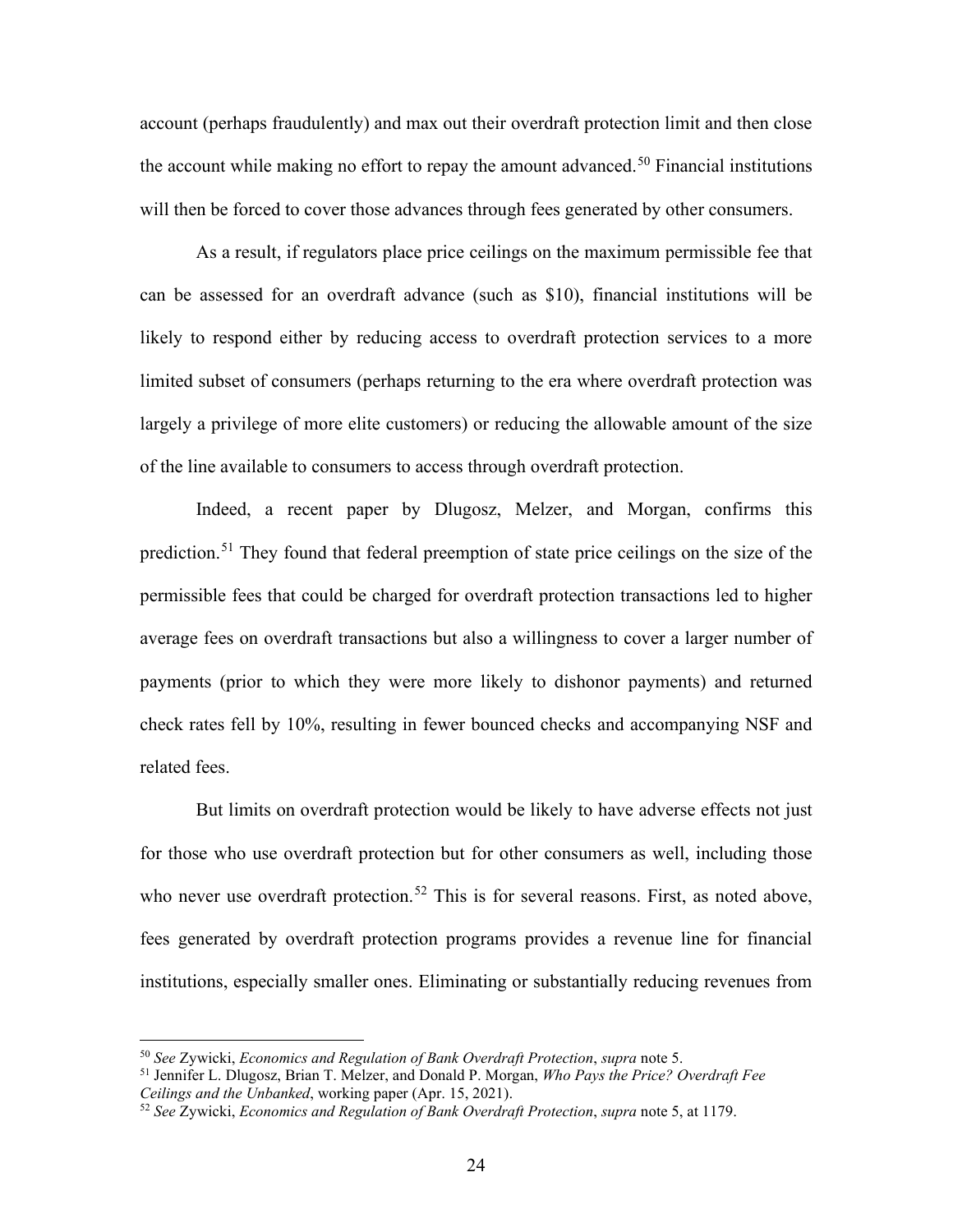account (perhaps fraudulently) and max out their overdraft protection limit and then close the account while making no effort to repay the amount advanced.[50] Financial institutions will then be forced to cover those advances through fees generated by other consumers.

As a result, if regulators place price ceilings on the maximum permissible fee that can be assessed for an overdraft advance (such as $10), financial institutions will be likely to respond either by reducing access to overdraft protection services to a more limited subset of consumers (perhaps returning to the era where overdraft protection was largely a privilege of more elite customers) or reducing the allowable amount of the size of the line available to consumers to access through overdraft protection.

Indeed, a recent paper by Dlugosz, Melzer, and Morgan, confirms this prediction.[51] They found that federal preemption of state price ceilings on the size of the permissible fees that could be charged for overdraft protection transactions led to higher average fees on overdraft transactions but also a willingness to cover a larger number of payments (prior to which they were more likely to dishonor payments) and returned check rates fell by 10%, resulting in fewer bounced checks and accompanying NSF and related fees.

But limits on overdraft protection would be likely to have adverse effects not just for those who use overdraft protection but for other consumers as well, including those who never use overdraft protection.[52] This is for several reasons. First, as noted above, fees generated by overdraft protection programs provides a revenue line for financial institutions, especially smaller ones. Eliminating or substantially reducing revenues from

---

[50] *See* Zywicki, *Economics and Regulation of Bank Overdraft Protection*, *supra* note 5.

[51] Jennifer L. Dlugosz, Brian T. Melzer, and Donald P. Morgan, *Who Pays the Price? Overdraft Fee Ceilings and the Unbanked*, working paper (Apr. 15, 2021).

[52] *See* Zywicki, *Economics and Regulation of Bank Overdraft Protection*, *supra* note 5, at 1179.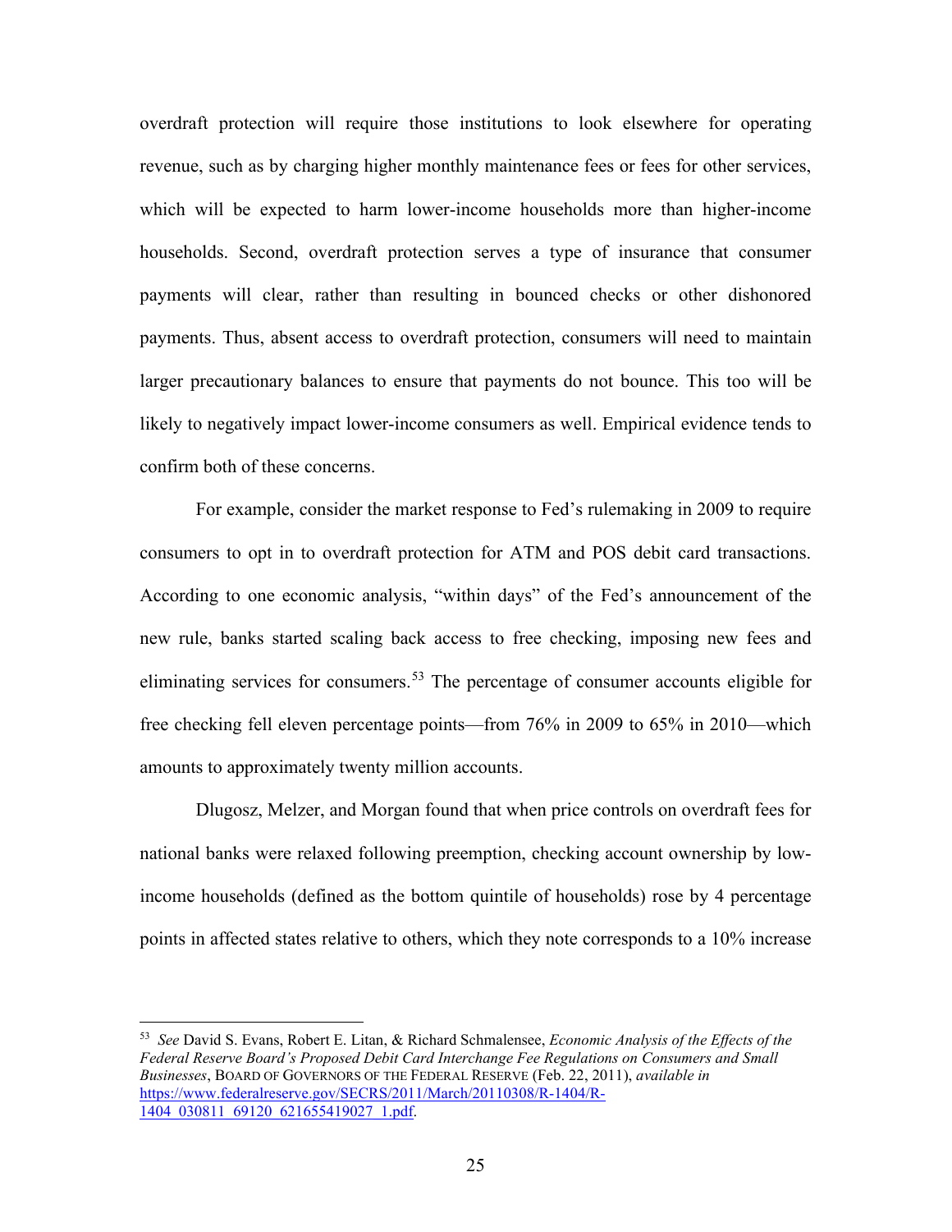overdraft protection will require those institutions to look elsewhere for operating revenue, such as by charging higher monthly maintenance fees or fees for other services, which will be expected to harm lower-income households more than higher-income households. Second, overdraft protection serves a type of insurance that consumer payments will clear, rather than resulting in bounced checks or other dishonored payments. Thus, absent access to overdraft protection, consumers will need to maintain larger precautionary balances to ensure that payments do not bounce. This too will be likely to negatively impact lower-income consumers as well. Empirical evidence tends to confirm both of these concerns.

For example, consider the market response to Fed's rulemaking in 2009 to require consumers to opt in to overdraft protection for ATM and POS debit card transactions. According to one economic analysis, "within days" of the Fed's announcement of the new rule, banks started scaling back access to free checking, imposing new fees and eliminating services for consumers.[53] The percentage of consumer accounts eligible for free checking fell eleven percentage points—from 76% in 2009 to 65% in 2010—which amounts to approximately twenty million accounts.

Dlugosz, Melzer, and Morgan found that when price controls on overdraft fees for national banks were relaxed following preemption, checking account ownership by low-income households (defined as the bottom quintile of households) rose by 4 percentage points in affected states relative to others, which they note corresponds to a 10% increase

---

[53] *See* David S. Evans, Robert E. Litan, & Richard Schmalensee, *Economic Analysis of the Effects of the Federal Reserve Board's Proposed Debit Card Interchange Fee Regulations on Consumers and Small Businesses*, BOARD OF GOVERNORS OF THE FEDERAL RESERVE (Feb. 22, 2011), *available in* https://www.federalreserve.gov/SECRS/2011/March/20110308/R-1404/R-1404_030811_69120_621655419027_1.pdf.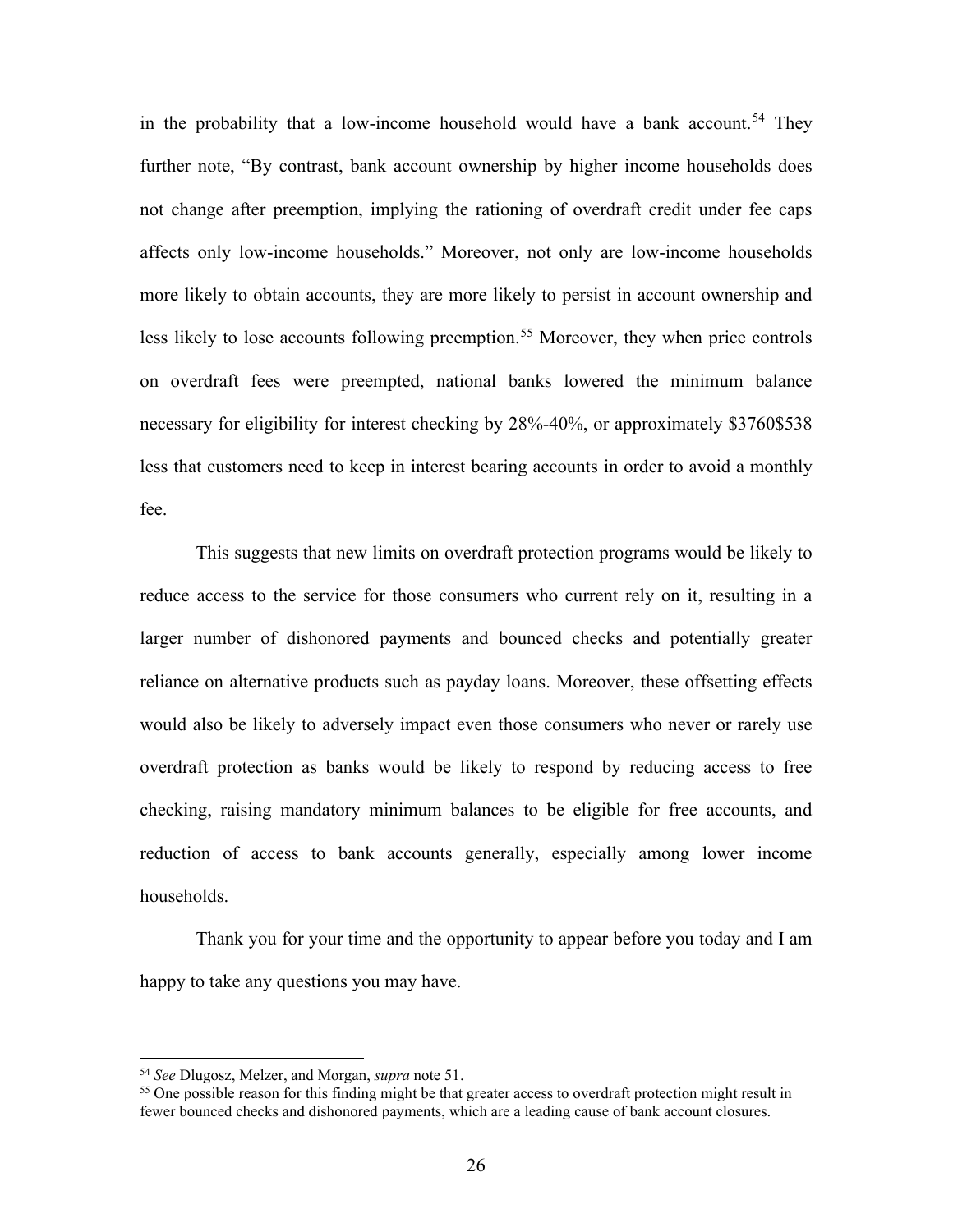in the probability that a low-income household would have a bank account.[54] They further note, "By contrast, bank account ownership by higher income households does not change after preemption, implying the rationing of overdraft credit under fee caps affects only low-income households." Moreover, not only are low-income households more likely to obtain accounts, they are more likely to persist in account ownership and less likely to lose accounts following preemption.[55] Moreover, they when price controls on overdraft fees were preempted, national banks lowered the minimum balance necessary for eligibility for interest checking by 28%-40%, or approximately $3760$538 less that customers need to keep in interest bearing accounts in order to avoid a monthly fee.

This suggests that new limits on overdraft protection programs would be likely to reduce access to the service for those consumers who current rely on it, resulting in a larger number of dishonored payments and bounced checks and potentially greater reliance on alternative products such as payday loans. Moreover, these offsetting effects would also be likely to adversely impact even those consumers who never or rarely use overdraft protection as banks would be likely to respond by reducing access to free checking, raising mandatory minimum balances to be eligible for free accounts, and reduction of access to bank accounts generally, especially among lower income households.

Thank you for your time and the opportunity to appear before you today and I am happy to take any questions you may have.

---

[54] *See* Dlugosz, Melzer, and Morgan, *supra* note 51.

[55] One possible reason for this finding might be that greater access to overdraft protection might result in fewer bounced checks and dishonored payments, which are a leading cause of bank account closures.